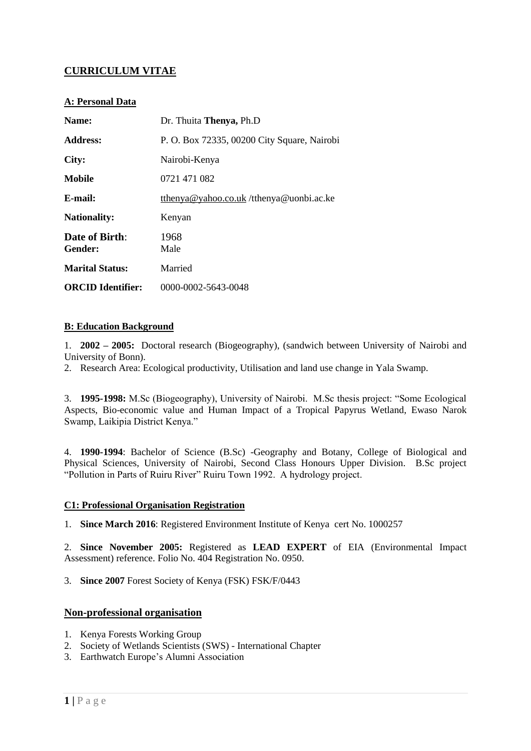## CURRICULUM VITAE

### A: Personal Data

| | |
|---|---|
| **Name:** | Dr. Thuita **Thenya,** Ph.D |
| **Address:** | P. O. Box 72335, 00200 City Square, Nairobi |
| **City:** | Nairobi-Kenya |
| **Mobile** | 0721 471 082 |
| **E-mail:** | tthenya@yahoo.co.uk /tthenya@uonbi.ac.ke |
| **Nationality:** | Kenyan |
| **Date of Birth:** | 1968 |
| **Gender:** | Male |
| **Marital Status:** | Married |
| **ORCID Identifier:** | 0000-0002-5643-0048 |

### B: Education Background

1. **2002 – 2005:** Doctoral research (Biogeography), (sandwich between University of Nairobi and University of Bonn).
2. Research Area: Ecological productivity, Utilisation and land use change in Yala Swamp.

3. **1995-1998:** M.Sc (Biogeography), University of Nairobi. M.Sc thesis project: "Some Ecological Aspects, Bio-economic value and Human Impact of a Tropical Papyrus Wetland, Ewaso Narok Swamp, Laikipia District Kenya."

4. **1990-1994**: Bachelor of Science (B.Sc) -Geography and Botany, College of Biological and Physical Sciences, University of Nairobi, Second Class Honours Upper Division. B.Sc project "Pollution in Parts of Ruiru River" Ruiru Town 1992. A hydrology project.

### C1: Professional Organisation Registration

1. **Since March 2016**: Registered Environment Institute of Kenya cert No. 1000257

2. **Since November 2005:** Registered as **LEAD EXPERT** of EIA (Environmental Impact Assessment) reference. Folio No. 404 Registration No. 0950.

3. **Since 2007** Forest Society of Kenya (FSK) FSK/F/0443

### Non-professional organisation

1. Kenya Forests Working Group
2. Society of Wetlands Scientists (SWS) - International Chapter
3. Earthwatch Europe's Alumni Association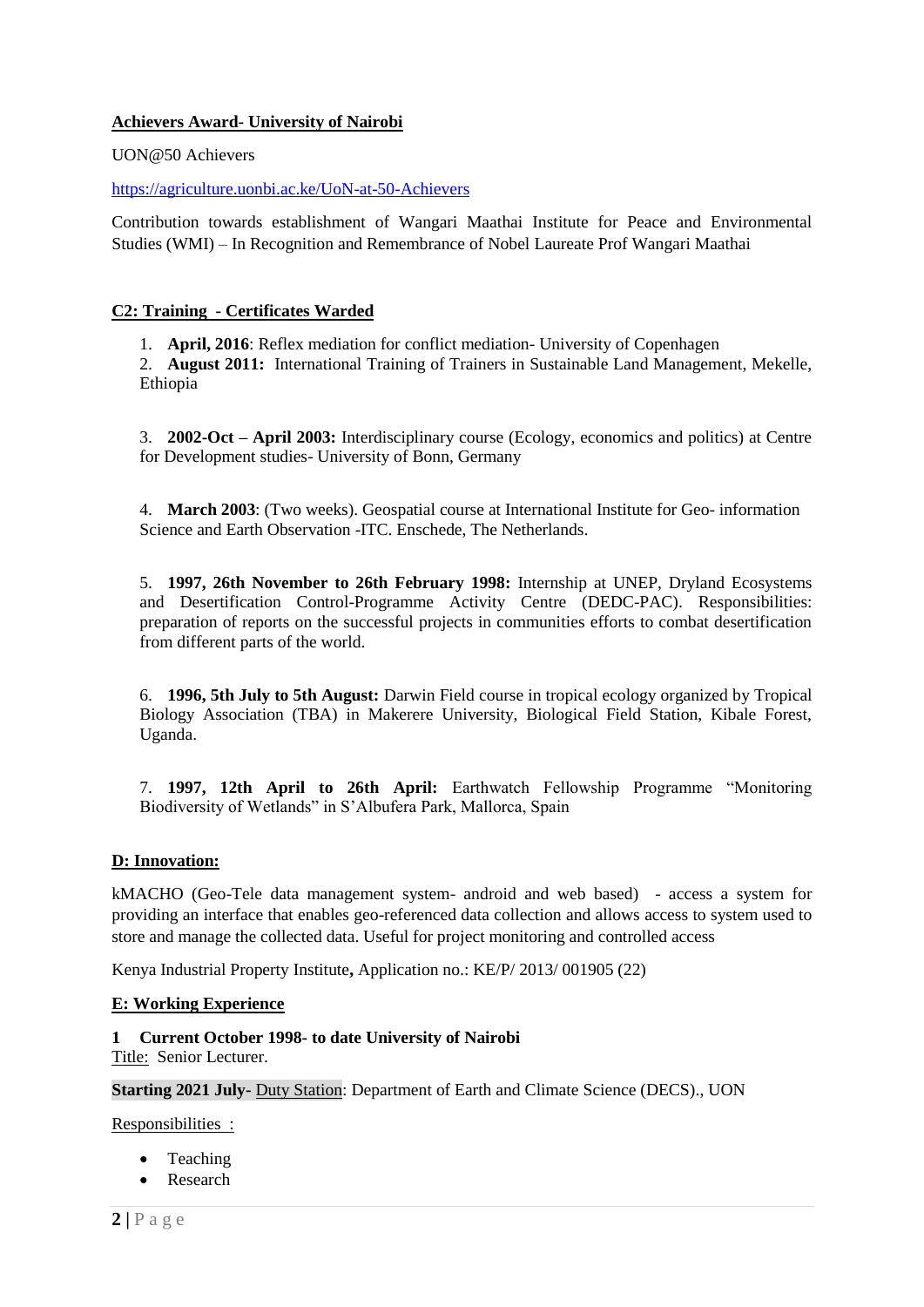**Achievers Award- University of Nairobi**

UON@50 Achievers

https://agriculture.uonbi.ac.ke/UoN-at-50-Achievers

Contribution towards establishment of Wangari Maathai Institute for Peace and Environmental Studies (WMI) – In Recognition and Remembrance of Nobel Laureate Prof Wangari Maathai

**C2: Training - Certificates Warded**

1. **April, 2016**: Reflex mediation for conflict mediation- University of Copenhagen
2. **August 2011:** International Training of Trainers in Sustainable Land Management, Mekelle, Ethiopia
3. **2002-Oct – April 2003:** Interdisciplinary course (Ecology, economics and politics) at Centre for Development studies- University of Bonn, Germany
4. **March 2003**: (Two weeks). Geospatial course at International Institute for Geo- information Science and Earth Observation -ITC. Enschede, The Netherlands.
5. **1997, 26th November to 26th February 1998:** Internship at UNEP, Dryland Ecosystems and Desertification Control-Programme Activity Centre (DEDC-PAC). Responsibilities: preparation of reports on the successful projects in communities efforts to combat desertification from different parts of the world.
6. **1996, 5th July to 5th August:** Darwin Field course in tropical ecology organized by Tropical Biology Association (TBA) in Makerere University, Biological Field Station, Kibale Forest, Uganda.
7. **1997, 12th April to 26th April:** Earthwatch Fellowship Programme "Monitoring Biodiversity of Wetlands" in S'Albufera Park, Mallorca, Spain

**D: Innovation:**

kMACHO (Geo-Tele data management system- android and web based) - access a system for providing an interface that enables geo-referenced data collection and allows access to system used to store and manage the collected data. Useful for project monitoring and controlled access

Kenya Industrial Property Institute**,** Application no.: KE/P/ 2013/ 001905 (22)

**E: Working Experience**

**1 Current October 1998- to date University of Nairobi**
Title: Senior Lecturer.

**Starting 2021 July-** Duty Station: Department of Earth and Climate Science (DECS)., UON

Responsibilities :

- Teaching
- Research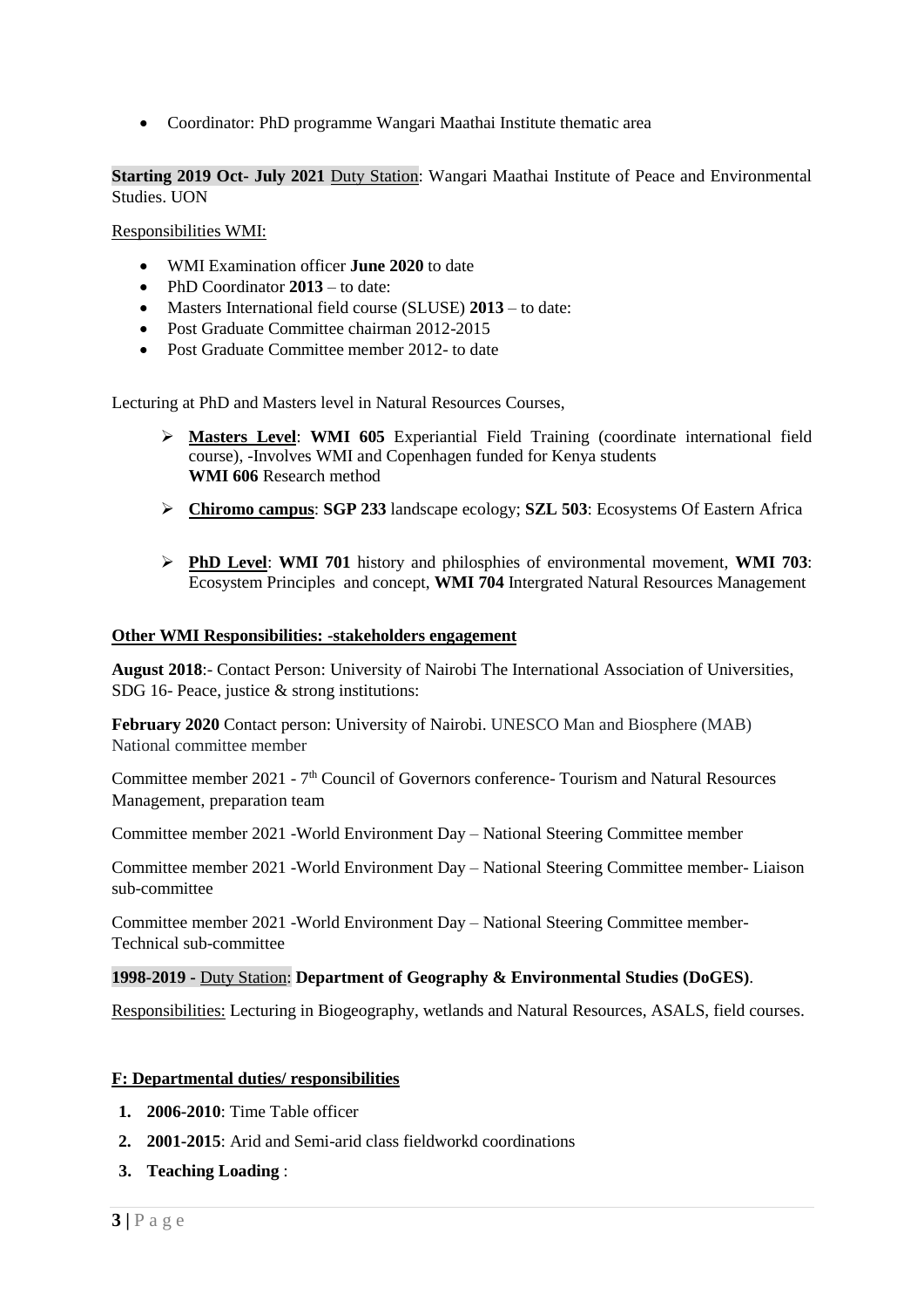- Coordinator: PhD programme Wangari Maathai Institute thematic area

**Starting 2019 Oct- July 2021** Duty Station: Wangari Maathai Institute of Peace and Environmental Studies. UON

Responsibilities WMI:

- WMI Examination officer **June 2020** to date
- PhD Coordinator **2013** – to date:
- Masters International field course (SLUSE) **2013** – to date:
- Post Graduate Committee chairman 2012-2015
- Post Graduate Committee member 2012- to date

Lecturing at PhD and Masters level in Natural Resources Courses,

- **Masters Level**: **WMI 605** Experiantial Field Training (coordinate international field course), -Involves WMI and Copenhagen funded for Kenya students
  **WMI 606** Research method
- **Chiromo campus**: **SGP 233** landscape ecology; **SZL 503**: Ecosystems Of Eastern Africa
- **PhD Level**: **WMI 701** history and philosphies of environmental movement, **WMI 703**: Ecosystem Principles and concept, **WMI 704** Intergrated Natural Resources Management

**Other WMI Responsibilities: -stakeholders engagement**

**August 2018**:- Contact Person: University of Nairobi The International Association of Universities, SDG 16- Peace, justice & strong institutions:

**February 2020** Contact person: University of Nairobi. UNESCO Man and Biosphere (MAB) National committee member

Committee member 2021 - 7th Council of Governors conference- Tourism and Natural Resources Management, preparation team

Committee member 2021 -World Environment Day – National Steering Committee member

Committee member 2021 -World Environment Day – National Steering Committee member- Liaison sub-committee

Committee member 2021 -World Environment Day – National Steering Committee member- Technical sub-committee

**1998-2019 -** Duty Station: **Department of Geography & Environmental Studies (DoGES)**.

Responsibilities: Lecturing in Biogeography, wetlands and Natural Resources, ASALS, field courses.

**F: Departmental duties/ responsibilities**

1. **2006-2010**: Time Table officer
2. **2001-2015**: Arid and Semi-arid class fieldworkd coordinations
3. **Teaching Loading** :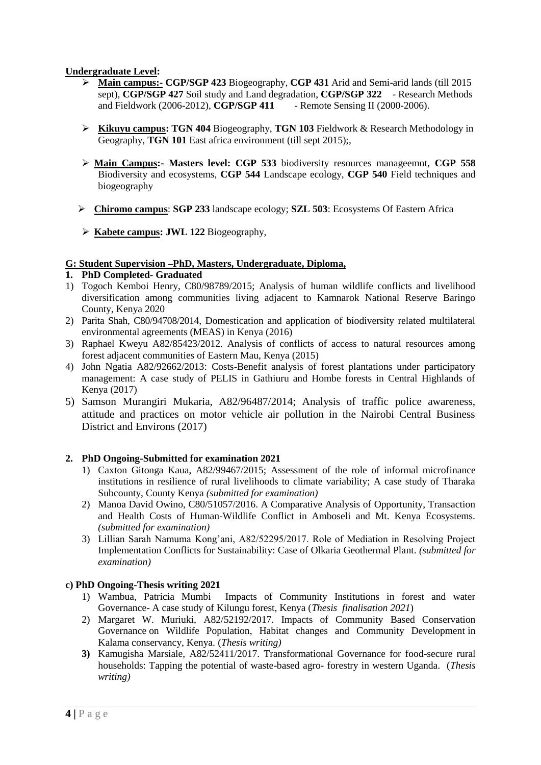**Undergraduate Level:**

- **Main campus:- CGP/SGP 423** Biogeography, **CGP 431** Arid and Semi-arid lands (till 2015 sept), **CGP/SGP 427** Soil study and Land degradation, **CGP/SGP 322** - Research Methods and Fieldwork (2006-2012), **CGP/SGP 411** - Remote Sensing II (2000-2006).

- **Kikuyu campus: TGN 404** Biogeography, **TGN 103** Fieldwork & Research Methodology in Geography, **TGN 101** East africa environment (till sept 2015);,

- **Main Campus:- Masters level: CGP 533** biodiversity resources manageemnt, **CGP 558** Biodiversity and ecosystems, **CGP 544** Landscape ecology, **CGP 540** Field techniques and biogeography

- **Chiromo campus**: **SGP 233** landscape ecology; **SZL 503**: Ecosystems Of Eastern Africa

- **Kabete campus: JWL 122** Biogeography,

**G: Student Supervision –PhD, Masters, Undergraduate, Diploma,**

**1. PhD Completed- Graduated**

1) Togoch Kemboi Henry, C80/98789/2015; Analysis of human wildlife conflicts and livelihood diversification among communities living adjacent to Kamnarok National Reserve Baringo County, Kenya 2020
2) Parita Shah, C80/94708/2014, Domestication and application of biodiversity related multilateral environmental agreements (MEAS) in Kenya (2016)
3) Raphael Kweyu A82/85423/2012. Analysis of conflicts of access to natural resources among forest adjacent communities of Eastern Mau, Kenya (2015)
4) John Ngatia A82/92662/2013: Costs-Benefit analysis of forest plantations under participatory management: A case study of PELIS in Gathiuru and Hombe forests in Central Highlands of Kenya (2017)
5) Samson Murangiri Mukaria, A82/96487/2014; Analysis of traffic police awareness, attitude and practices on motor vehicle air pollution in the Nairobi Central Business District and Environs (2017)

**2. PhD Ongoing-Submitted for examination 2021**

1) Caxton Gitonga Kaua, A82/99467/2015; Assessment of the role of informal microfinance institutions in resilience of rural livelihoods to climate variability; A case study of Tharaka Subcounty, County Kenya *(submitted for examination)*
2) Manoa David Owino, C80/51057/2016. A Comparative Analysis of Opportunity, Transaction and Health Costs of Human-Wildlife Conflict in Amboseli and Mt. Kenya Ecosystems. *(submitted for examination)*
3) Lillian Sarah Namuma Kong'ani, A82/52295/2017. Role of Mediation in Resolving Project Implementation Conflicts for Sustainability: Case of Olkaria Geothermal Plant. *(submitted for examination)*

**c) PhD Ongoing-Thesis writing 2021**

1) Wambua, Patricia Mumbi Impacts of Community Institutions in forest and water Governance- A case study of Kilungu forest, Kenya (*Thesis finalisation 2021*)
2) Margaret W. Muriuki, A82/52192/2017. Impacts of Community Based Conservation Governance on Wildlife Population, Habitat changes and Community Development in Kalama conservancy, Kenya. (*Thesis writing)*
3) Kamugisha Marsiale, A82/52411/2017. Transformational Governance for food-secure rural households: Tapping the potential of waste-based agro- forestry in western Uganda. (*Thesis writing)*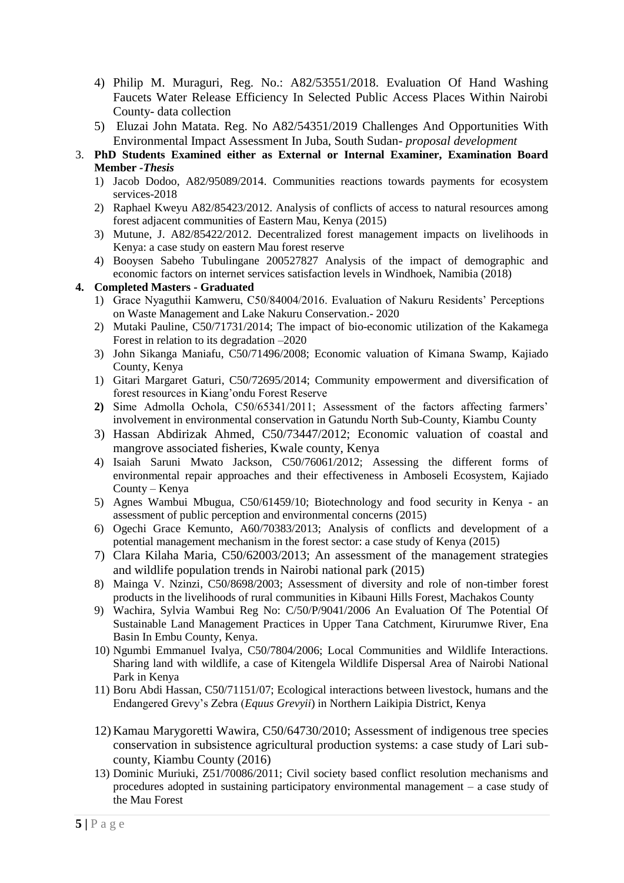4) Philip M. Muraguri, Reg. No.: A82/53551/2018. Evaluation Of Hand Washing Faucets Water Release Efficiency In Selected Public Access Places Within Nairobi County- data collection
5) Eluzai John Matata. Reg. No A82/54351/2019 Challenges And Opportunities With Environmental Impact Assessment In Juba, South Sudan- *proposal development*

3. **PhD Students Examined either as External or Internal Examiner, Examination Board Member -*Thesis***
   1) Jacob Dodoo, A82/95089/2014. Communities reactions towards payments for ecosystem services-2018
   2) Raphael Kweyu A82/85423/2012. Analysis of conflicts of access to natural resources among forest adjacent communities of Eastern Mau, Kenya (2015)
   3) Mutune, J. A82/85422/2012. Decentralized forest management impacts on livelihoods in Kenya: a case study on eastern Mau forest reserve
   4) Booysen Sabeho Tubulingane 200527827 Analysis of the impact of demographic and economic factors on internet services satisfaction levels in Windhoek, Namibia (2018)

**4. Completed Masters - Graduated**

1) Grace Nyaguthii Kamweru, C50/84004/2016. Evaluation of Nakuru Residents' Perceptions on Waste Management and Lake Nakuru Conservation.- 2020
2) Mutaki Pauline, C50/71731/2014; The impact of bio-economic utilization of the Kakamega Forest in relation to its degradation –2020
3) John Sikanga Maniafu, C50/71496/2008; Economic valuation of Kimana Swamp, Kajiado County, Kenya
1) Gitari Margaret Gaturi, C50/72695/2014; Community empowerment and diversification of forest resources in Kiang'ondu Forest Reserve
**2)** Sime Admolla Ochola, C50/65341/2011; Assessment of the factors affecting farmers' involvement in environmental conservation in Gatundu North Sub-County, Kiambu County
3) Hassan Abdirizak Ahmed, C50/73447/2012; Economic valuation of coastal and mangrove associated fisheries, Kwale county, Kenya
4) Isaiah Saruni Mwato Jackson, C50/76061/2012; Assessing the different forms of environmental repair approaches and their effectiveness in Amboseli Ecosystem, Kajiado County – Kenya
5) Agnes Wambui Mbugua, C50/61459/10; Biotechnology and food security in Kenya - an assessment of public perception and environmental concerns (2015)
6) Ogechi Grace Kemunto, A60/70383/2013; Analysis of conflicts and development of a potential management mechanism in the forest sector: a case study of Kenya (2015)
7) Clara Kilaha Maria, C50/62003/2013; An assessment of the management strategies and wildlife population trends in Nairobi national park (2015)
8) Mainga V. Nzinzi, C50/8698/2003; Assessment of diversity and role of non-timber forest products in the livelihoods of rural communities in Kibauni Hills Forest, Machakos County
9) Wachira, Sylvia Wambui Reg No: C/50/P/9041/2006 An Evaluation Of The Potential Of Sustainable Land Management Practices in Upper Tana Catchment, Kirurumwe River, Ena Basin In Embu County, Kenya.
10) Ngumbi Emmanuel Ivalya, C50/7804/2006; Local Communities and Wildlife Interactions. Sharing land with wildlife, a case of Kitengela Wildlife Dispersal Area of Nairobi National Park in Kenya
11) Boru Abdi Hassan, C50/71151/07; Ecological interactions between livestock, humans and the Endangered Grevy's Zebra (*Equus Grevyii*) in Northern Laikipia District, Kenya
12) Kamau Marygoretti Wawira, C50/64730/2010; Assessment of indigenous tree species conservation in subsistence agricultural production systems: a case study of Lari sub-county, Kiambu County (2016)
13) Dominic Muriuki, Z51/70086/2011; Civil society based conflict resolution mechanisms and procedures adopted in sustaining participatory environmental management – a case study of the Mau Forest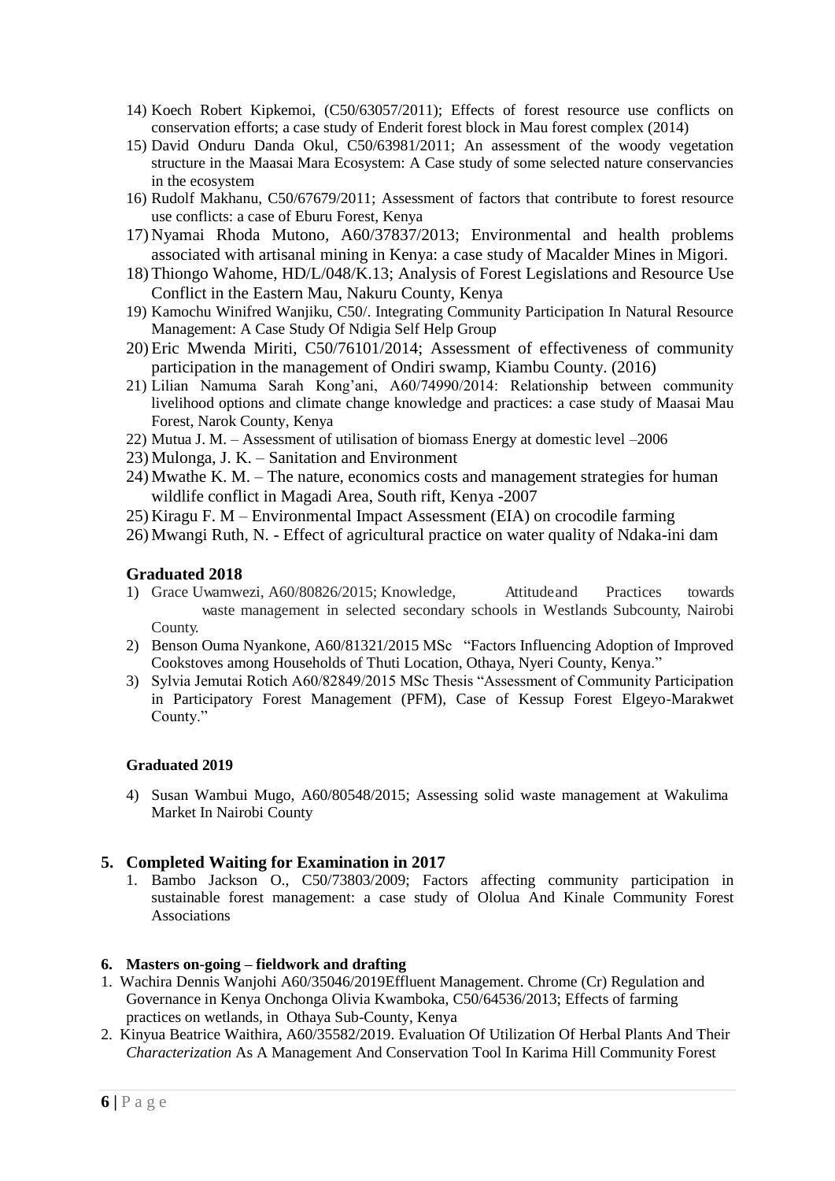14) Koech Robert Kipkemoi, (C50/63057/2011); Effects of forest resource use conflicts on conservation efforts; a case study of Enderit forest block in Mau forest complex (2014)
15) David Onduru Danda Okul, C50/63981/2011; An assessment of the woody vegetation structure in the Maasai Mara Ecosystem: A Case study of some selected nature conservancies in the ecosystem
16) Rudolf Makhanu, C50/67679/2011; Assessment of factors that contribute to forest resource use conflicts: a case of Eburu Forest, Kenya
17) Nyamai Rhoda Mutono, A60/37837/2013; Environmental and health problems associated with artisanal mining in Kenya: a case study of Macalder Mines in Migori.
18) Thiongo Wahome, HD/L/048/K.13; Analysis of Forest Legislations and Resource Use Conflict in the Eastern Mau, Nakuru County, Kenya
19) Kamochu Winifred Wanjiku, C50/. Integrating Community Participation In Natural Resource Management: A Case Study Of Ndigia Self Help Group
20) Eric Mwenda Miriti, C50/76101/2014; Assessment of effectiveness of community participation in the management of Ondiri swamp, Kiambu County. (2016)
21) Lilian Namuma Sarah Kong'ani, A60/74990/2014: Relationship between community livelihood options and climate change knowledge and practices: a case study of Maasai Mau Forest, Narok County, Kenya
22) Mutua J. M. – Assessment of utilisation of biomass Energy at domestic level –2006
23) Mulonga, J. K. – Sanitation and Environment
24) Mwathe K. M. – The nature, economics costs and management strategies for human wildlife conflict in Magadi Area, South rift, Kenya -2007
25) Kiragu F. M – Environmental Impact Assessment (EIA) on crocodile farming
26) Mwangi Ruth, N. - Effect of agricultural practice on water quality of Ndaka-ini dam

### Graduated 2018

1) Grace Uwamwezi, A60/80826/2015; Knowledge, Attitude and Practices towards waste management in selected secondary schools in Westlands Subcounty, Nairobi County.
2) Benson Ouma Nyankone, A60/81321/2015 MSc "Factors Influencing Adoption of Improved Cookstoves among Households of Thuti Location, Othaya, Nyeri County, Kenya."
3) Sylvia Jemutai Rotich A60/82849/2015 MSc Thesis "Assessment of Community Participation in Participatory Forest Management (PFM), Case of Kessup Forest Elgeyo-Marakwet County."

**Graduated 2019**

4) Susan Wambui Mugo, A60/80548/2015; Assessing solid waste management at Wakulima Market In Nairobi County

## 5. Completed Waiting for Examination in 2017

1. Bambo Jackson O., C50/73803/2009; Factors affecting community participation in sustainable forest management: a case study of Ololua And Kinale Community Forest Associations

**6. Masters on-going – fieldwork and drafting**

1. Wachira Dennis Wanjohi A60/35046/2019Effluent Management. Chrome (Cr) Regulation and Governance in Kenya Onchonga Olivia Kwamboka, C50/64536/2013; Effects of farming practices on wetlands, in Othaya Sub-County, Kenya
2. Kinyua Beatrice Waithira, A60/35582/2019. Evaluation Of Utilization Of Herbal Plants And Their *Characterization* As A Management And Conservation Tool In Karima Hill Community Forest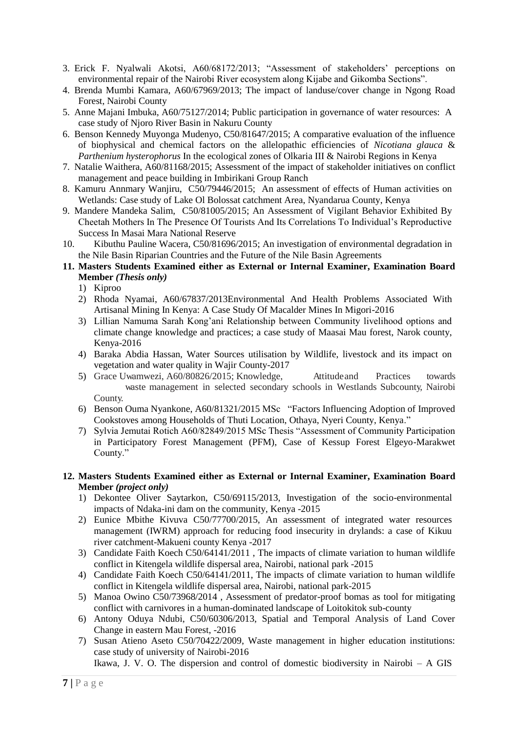3. Erick F. Nyalwali Akotsi, A60/68172/2013; "Assessment of stakeholders' perceptions on environmental repair of the Nairobi River ecosystem along Kijabe and Gikomba Sections".
4. Brenda Mumbi Kamara, A60/67969/2013; The impact of landuse/cover change in Ngong Road Forest, Nairobi County
5. Anne Majani Imbuka, A60/75127/2014; Public participation in governance of water resources: A case study of Njoro River Basin in Nakuru County
6. Benson Kennedy Muyonga Mudenyo, C50/81647/2015; A comparative evaluation of the influence of biophysical and chemical factors on the allelopathic efficiencies of *Nicotiana glauca* & *Parthenium hysterophorus* In the ecological zones of Olkaria III & Nairobi Regions in Kenya
7. Natalie Waithera, A60/81168/2015; Assessment of the impact of stakeholder initiatives on conflict management and peace building in Imbirikani Group Ranch
8. Kamuru Annmary Wanjiru, C50/79446/2015; An assessment of effects of Human activities on Wetlands: Case study of Lake Ol Bolossat catchment Area, Nyandarua County, Kenya
9. Mandere Mandeka Salim, C50/81005/2015; An Assessment of Vigilant Behavior Exhibited By Cheetah Mothers In The Presence Of Tourists And Its Correlations To Individual's Reproductive Success In Masai Mara National Reserve
10. Kibuthu Pauline Wacera, C50/81696/2015; An investigation of environmental degradation in the Nile Basin Riparian Countries and the Future of the Nile Basin Agreements

**11. Masters Students Examined either as External or Internal Examiner, Examination Board Member *(Thesis only)***

1) Kiproo
2) Rhoda Nyamai, A60/67837/2013Environmental And Health Problems Associated With Artisanal Mining In Kenya: A Case Study Of Macalder Mines In Migori-2016
3) Lillian Namuma Sarah Kong'ani Relationship between Community livelihood options and climate change knowledge and practices; a case study of Maasai Mau forest, Narok county, Kenya-2016
4) Baraka Abdia Hassan, Water Sources utilisation by Wildlife, livestock and its impact on vegetation and water quality in Wajir County-2017
5) Grace Uwamwezi, A60/80826/2015; Knowledge, Attitude and Practices towards waste management in selected secondary schools in Westlands Subcounty, Nairobi County.
6) Benson Ouma Nyankone, A60/81321/2015 MSc "Factors Influencing Adoption of Improved Cookstoves among Households of Thuti Location, Othaya, Nyeri County, Kenya."
7) Sylvia Jemutai Rotich A60/82849/2015 MSc Thesis "Assessment of Community Participation in Participatory Forest Management (PFM), Case of Kessup Forest Elgeyo-Marakwet County."

**12. Masters Students Examined either as External or Internal Examiner, Examination Board Member *(project only)***

1) Dekontee Oliver Saytarkon, C50/69115/2013, Investigation of the socio-environmental impacts of Ndaka-ini dam on the community, Kenya -2015
2) Eunice Mbithe Kivuva C50/77700/2015, An assessment of integrated water resources management (IWRM) approach for reducing food insecurity in drylands: a case of Kikuu river catchment-Makueni county Kenya -2017
3) Candidate Faith Koech C50/64141/2011 , The impacts of climate variation to human wildlife conflict in Kitengela wildlife dispersal area, Nairobi, national park -2015
4) Candidate Faith Koech C50/64141/2011, The impacts of climate variation to human wildlife conflict in Kitengela wildlife dispersal area, Nairobi, national park-2015
5) Manoa Owino C50/73968/2014 , Assessment of predator-proof bomas as tool for mitigating conflict with carnivores in a human-dominated landscape of Loitokitok sub-county
6) Antony Oduya Ndubi, C50/60306/2013, Spatial and Temporal Analysis of Land Cover Change in eastern Mau Forest, -2016
7) Susan Atieno Aseto C50/70422/2009, Waste management in higher education institutions: case study of university of Nairobi-2016

   Ikawa, J. V. O. The dispersion and control of domestic biodiversity in Nairobi – A GIS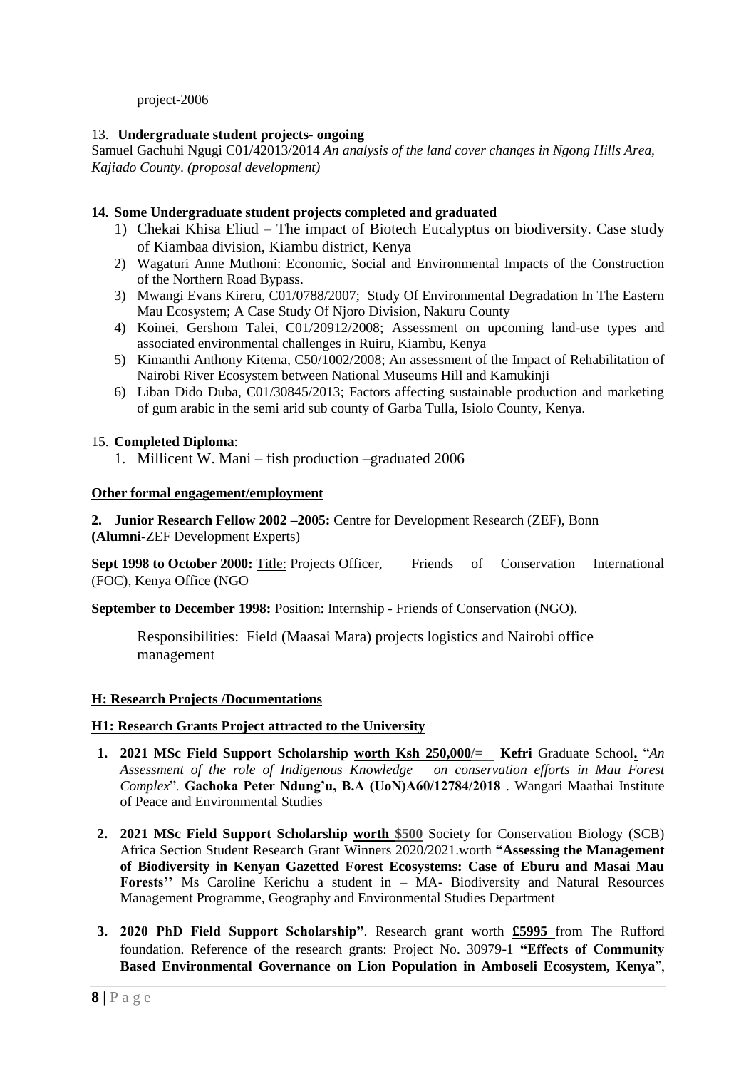project-2006

13. **Undergraduate student projects- ongoing**

Samuel Gachuhi Ngugi C01/42013/2014 *An analysis of the land cover changes in Ngong Hills Area, Kajiado County*. *(proposal development)*

**14. Some Undergraduate student projects completed and graduated**

1) Chekai Khisa Eliud – The impact of Biotech Eucalyptus on biodiversity. Case study of Kiambaa division, Kiambu district, Kenya
2) Wagaturi Anne Muthoni: Economic, Social and Environmental Impacts of the Construction of the Northern Road Bypass.
3) Mwangi Evans Kireru, C01/0788/2007; Study Of Environmental Degradation In The Eastern Mau Ecosystem; A Case Study Of Njoro Division, Nakuru County
4) Koinei, Gershom Talei, C01/20912/2008; Assessment on upcoming land-use types and associated environmental challenges in Ruiru, Kiambu, Kenya
5) Kimanthi Anthony Kitema, C50/1002/2008; An assessment of the Impact of Rehabilitation of Nairobi River Ecosystem between National Museums Hill and Kamukinji
6) Liban Dido Duba, C01/30845/2013; Factors affecting sustainable production and marketing of gum arabic in the semi arid sub county of Garba Tulla, Isiolo County, Kenya.

15. **Completed Diploma**:

1. Millicent W. Mani – fish production –graduated 2006

**Other formal engagement/employment**

**2. Junior Research Fellow 2002 –2005:** Centre for Development Research (ZEF), Bonn **(Alumni-**ZEF Development Experts)

**Sept 1998 to October 2000:** Title: Projects Officer, Friends of Conservation International (FOC), Kenya Office (NGO

**September to December 1998:** Position: Internship **-** Friends of Conservation (NGO).

Responsibilities: Field (Maasai Mara) projects logistics and Nairobi office management

**H: Research Projects /Documentations**

**H1: Research Grants Project attracted to the University**

1. **2021 MSc Field Support Scholarship worth Ksh 250,000/= Kefri** Graduate School**.** "*An Assessment of the role of Indigenous Knowledge on conservation efforts in Mau Forest Complex*". **Gachoka Peter Ndung'u, B.A (UoN)A60/12784/2018** . Wangari Maathai Institute of Peace and Environmental Studies
2. **2021 MSc Field Support Scholarship worth $500** Society for Conservation Biology (SCB) Africa Section Student Research Grant Winners 2020/2021.worth **"Assessing the Management of Biodiversity in Kenyan Gazetted Forest Ecosystems: Case of Eburu and Masai Mau Forests''** Ms Caroline Kerichu a student in – MA- Biodiversity and Natural Resources Management Programme, Geography and Environmental Studies Department
3. **2020 PhD Field Support Scholarship"**. Research grant worth **£5995** from The Rufford foundation. Reference of the research grants: Project No. 30979-1 **"Effects of Community Based Environmental Governance on Lion Population in Amboseli Ecosystem, Kenya**",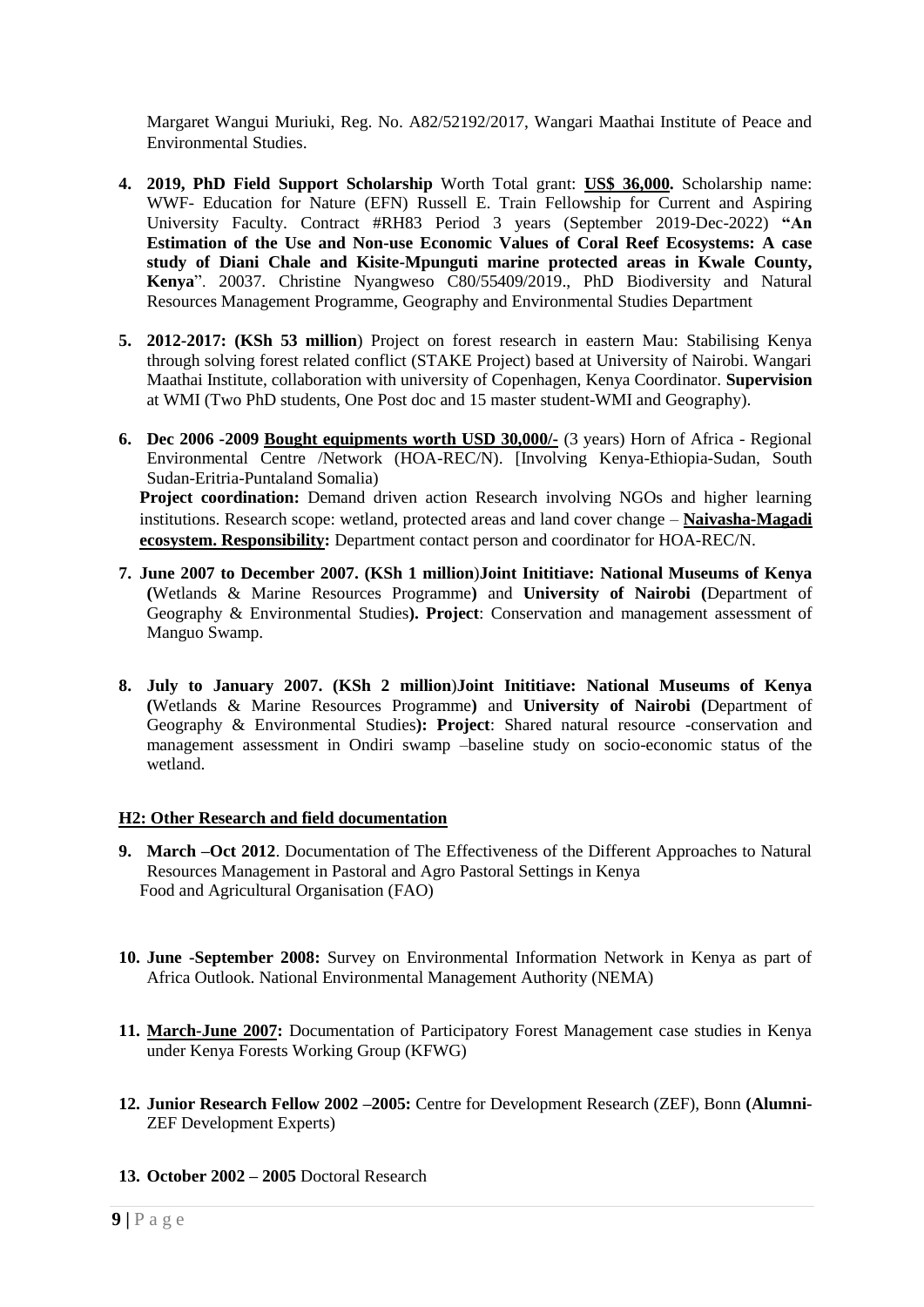Margaret Wangui Muriuki, Reg. No. A82/52192/2017, Wangari Maathai Institute of Peace and Environmental Studies.

4. **2019, PhD Field Support Scholarship** Worth Total grant: **US$ 36,000.** Scholarship name: WWF- Education for Nature (EFN) Russell E. Train Fellowship for Current and Aspiring University Faculty. Contract #RH83 Period 3 years (September 2019-Dec-2022) **"An Estimation of the Use and Non-use Economic Values of Coral Reef Ecosystems: A case study of Diani Chale and Kisite-Mpunguti marine protected areas in Kwale County, Kenya**". 20037. Christine Nyangweso C80/55409/2019., PhD Biodiversity and Natural Resources Management Programme, Geography and Environmental Studies Department

5. **2012-2017: (KSh 53 million**) Project on forest research in eastern Mau: Stabilising Kenya through solving forest related conflict (STAKE Project) based at University of Nairobi. Wangari Maathai Institute, collaboration with university of Copenhagen, Kenya Coordinator. **Supervision** at WMI (Two PhD students, One Post doc and 15 master student-WMI and Geography).

6. **Dec 2006 -2009 Bought equipments worth USD 30,000/-** (3 years) Horn of Africa - Regional Environmental Centre /Network (HOA-REC/N). [Involving Kenya-Ethiopia-Sudan, South Sudan-Eritria-Puntaland Somalia)
   **Project coordination:** Demand driven action Research involving NGOs and higher learning institutions. Research scope: wetland, protected areas and land cover change – **Naivasha-Magadi ecosystem. Responsibility:** Department contact person and coordinator for HOA-REC/N.

7. **June 2007 to December 2007. (KSh 1 million**)**Joint Inititiave: National Museums of Kenya (**Wetlands & Marine Resources Programme**)** and **University of Nairobi (**Department of Geography & Environmental Studies**). Project**: Conservation and management assessment of Manguo Swamp.

8. **July to January 2007. (KSh 2 million**)**Joint Inititiave: National Museums of Kenya (**Wetlands & Marine Resources Programme**)** and **University of Nairobi (**Department of Geography & Environmental Studies**): Project**: Shared natural resource -conservation and management assessment in Ondiri swamp –baseline study on socio-economic status of the wetland.

## H2: Other Research and field documentation

9. **March –Oct 2012**. Documentation of The Effectiveness of the Different Approaches to Natural Resources Management in Pastoral and Agro Pastoral Settings in Kenya
   Food and Agricultural Organisation (FAO)

10. **June -September 2008:** Survey on Environmental Information Network in Kenya as part of Africa Outlook. National Environmental Management Authority (NEMA)

11. **March-June 2007:** Documentation of Participatory Forest Management case studies in Kenya under Kenya Forests Working Group (KFWG)

12. **Junior Research Fellow 2002 –2005:** Centre for Development Research (ZEF), Bonn **(Alumni-** ZEF Development Experts)

13. **October 2002 – 2005** Doctoral Research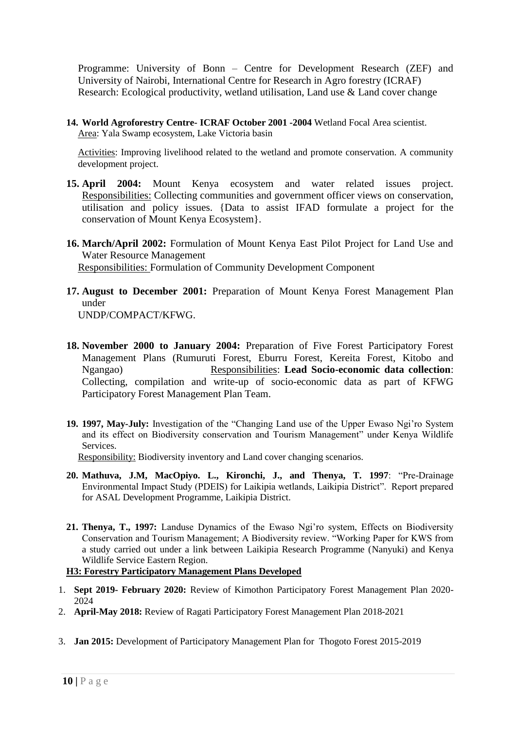Programme: University of Bonn – Centre for Development Research (ZEF) and University of Nairobi, International Centre for Research in Agro forestry (ICRAF)
Research: Ecological productivity, wetland utilisation, Land use & Land cover change

14. **World Agroforestry Centre- ICRAF October 2001 -2004** Wetland Focal Area scientist.
    Area: Yala Swamp ecosystem, Lake Victoria basin

    Activities: Improving livelihood related to the wetland and promote conservation. A community development project.

15. **April 2004:** Mount Kenya ecosystem and water related issues project.
    Responsibilities: Collecting communities and government officer views on conservation, utilisation and policy issues. {Data to assist IFAD formulate a project for the conservation of Mount Kenya Ecosystem}.

16. **March/April 2002:** Formulation of Mount Kenya East Pilot Project for Land Use and Water Resource Management
    Responsibilities: Formulation of Community Development Component

17. **August to December 2001:** Preparation of Mount Kenya Forest Management Plan under
    UNDP/COMPACT/KFWG.

18. **November 2000 to January 2004:** Preparation of Five Forest Participatory Forest Management Plans (Rumuruti Forest, Eburru Forest, Kereita Forest, Kitobo and Ngangao) Responsibilities: **Lead Socio-economic data collection**: Collecting, compilation and write-up of socio-economic data as part of KFWG Participatory Forest Management Plan Team.

19. **1997, May-July:** Investigation of the "Changing Land use of the Upper Ewaso Ngi'ro System and its effect on Biodiversity conservation and Tourism Management" under Kenya Wildlife Services.
    Responsibility: Biodiversity inventory and Land cover changing scenarios.

20. **Mathuva, J.M, MacOpiyo. L., Kironchi, J., and Thenya, T. 1997**: "Pre-Drainage Environmental Impact Study (PDEIS) for Laikipia wetlands, Laikipia District". Report prepared for ASAL Development Programme, Laikipia District.

21. **Thenya, T., 1997:** Landuse Dynamics of the Ewaso Ngi'ro system, Effects on Biodiversity Conservation and Tourism Management; A Biodiversity review. "Working Paper for KWS from a study carried out under a link between Laikipia Research Programme (Nanyuki) and Kenya Wildlife Service Eastern Region.

**H3: Forestry Participatory Management Plans Developed**

1. **Sept 2019- February 2020:** Review of Kimothon Participatory Forest Management Plan 2020-2024
2. **April-May 2018:** Review of Ragati Participatory Forest Management Plan 2018-2021
3. **Jan 2015:** Development of Participatory Management Plan for Thogoto Forest 2015-2019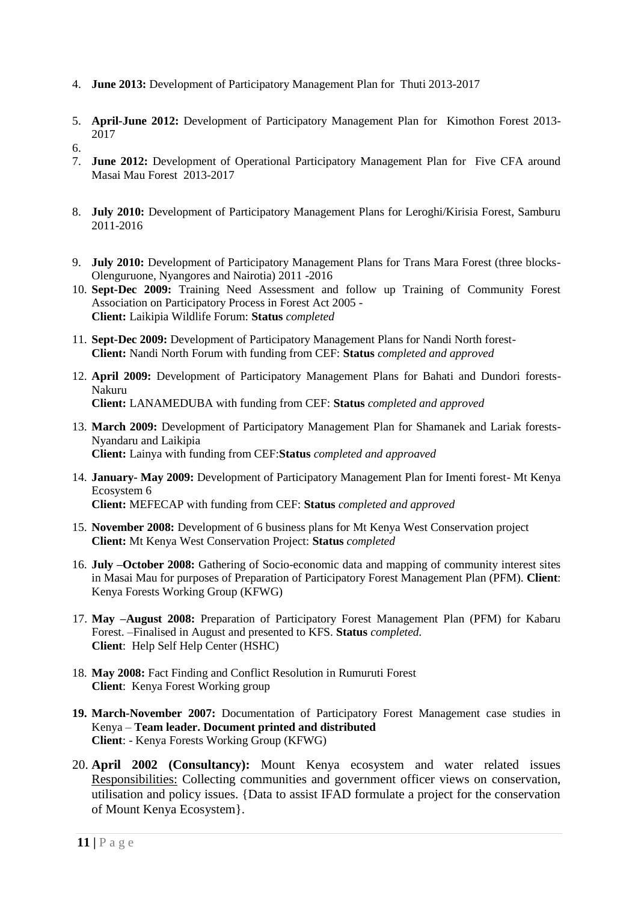4. **June 2013:** Development of Participatory Management Plan for Thuti 2013-2017

5. **April-June 2012:** Development of Participatory Management Plan for Kimothon Forest 2013-2017

6. 
7. **June 2012:** Development of Operational Participatory Management Plan for Five CFA around Masai Mau Forest 2013-2017

8. **July 2010:** Development of Participatory Management Plans for Leroghi/Kirisia Forest, Samburu 2011-2016

9. **July 2010:** Development of Participatory Management Plans for Trans Mara Forest (three blocks- Olenguruone, Nyangores and Nairotia) 2011 -2016
10. **Sept-Dec 2009:** Training Need Assessment and follow up Training of Community Forest Association on Participatory Process in Forest Act 2005 -
    **Client:** Laikipia Wildlife Forum: **Status** *completed*

11. **Sept-Dec 2009:** Development of Participatory Management Plans for Nandi North forest-
    **Client:** Nandi North Forum with funding from CEF: **Status** *completed and approved*

12. **April 2009:** Development of Participatory Management Plans for Bahati and Dundori forests-Nakuru
    **Client:** LANAMEDUBA with funding from CEF: **Status** *completed and approved*

13. **March 2009:** Development of Participatory Management Plan for Shamanek and Lariak forests- Nyandaru and Laikipia
    **Client:** Lainya with funding from CEF:**Status** *completed and approaved*

14. **January- May 2009:** Development of Participatory Management Plan for Imenti forest- Mt Kenya Ecosystem 6
    **Client:** MEFECAP with funding from CEF: **Status** *completed and approved*

15. **November 2008:** Development of 6 business plans for Mt Kenya West Conservation project
    **Client:** Mt Kenya West Conservation Project: **Status** *completed*

16. **July –October 2008:** Gathering of Socio-economic data and mapping of community interest sites in Masai Mau for purposes of Preparation of Participatory Forest Management Plan (PFM). **Client**: Kenya Forests Working Group (KFWG)

17. **May –August 2008:** Preparation of Participatory Forest Management Plan (PFM) for Kabaru Forest. –Finalised in August and presented to KFS. **Status** *completed.*
    **Client**: Help Self Help Center (HSHC)

18. **May 2008:** Fact Finding and Conflict Resolution in Rumuruti Forest
    **Client**: Kenya Forest Working group

19. **March-November 2007:** Documentation of Participatory Forest Management case studies in Kenya – **Team leader. Document printed and distributed**
    **Client**: - Kenya Forests Working Group (KFWG)

20. **April 2002 (Consultancy):** Mount Kenya ecosystem and water related issues <u>Responsibilities:</u> Collecting communities and government officer views on conservation, utilisation and policy issues. {Data to assist IFAD formulate a project for the conservation of Mount Kenya Ecosystem}.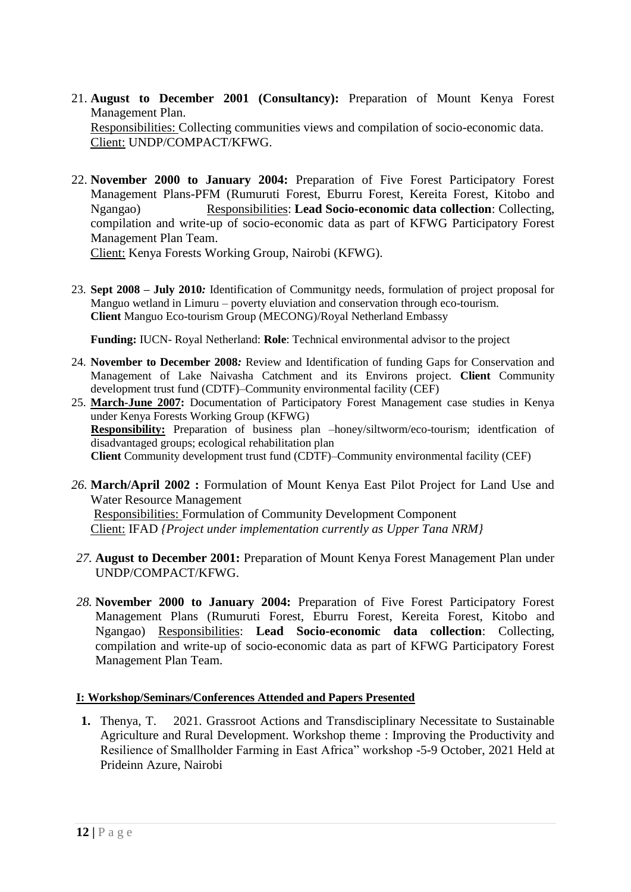21. **August to December 2001 (Consultancy):** Preparation of Mount Kenya Forest Management Plan.
    Responsibilities: Collecting communities views and compilation of socio-economic data.
    Client: UNDP/COMPACT/KFWG.

22. **November 2000 to January 2004:** Preparation of Five Forest Participatory Forest Management Plans-PFM (Rumuruti Forest, Eburru Forest, Kereita Forest, Kitobo and Ngangao) Responsibilities: **Lead Socio-economic data collection**: Collecting, compilation and write-up of socio-economic data as part of KFWG Participatory Forest Management Plan Team.
    Client: Kenya Forests Working Group, Nairobi (KFWG).

23. **Sept 2008 – July 2010***:* Identification of Communitgy needs, formulation of project proposal for Manguo wetland in Limuru – poverty eluviation and conservation through eco-tourism. **Client** Manguo Eco-tourism Group (MECONG)/Royal Netherland Embassy

    **Funding:** IUCN- Royal Netherland: **Role**: Technical environmental advisor to the project

24. **November to December 2008***:* Review and Identification of funding Gaps for Conservation and Management of Lake Naivasha Catchment and its Environs project. **Client** Community development trust fund (CDTF)–Community environmental facility (CEF)

25. **March-June 2007:** Documentation of Participatory Forest Management case studies in Kenya under Kenya Forests Working Group (KFWG)
    **Responsibility:** Preparation of business plan –honey/siltworm/eco-tourism; identfication of disadvantaged groups; ecological rehabilitation plan
    **Client** Community development trust fund (CDTF)–Community environmental facility (CEF)

26. **March/April 2002 :** Formulation of Mount Kenya East Pilot Project for Land Use and Water Resource Management
    Responsibilities: Formulation of Community Development Component
    Client: IFAD *{Project under implementation currently as Upper Tana NRM}*

27. **August to December 2001:** Preparation of Mount Kenya Forest Management Plan under UNDP/COMPACT/KFWG.

28. **November 2000 to January 2004:** Preparation of Five Forest Participatory Forest Management Plans (Rumuruti Forest, Eburru Forest, Kereita Forest, Kitobo and Ngangao) Responsibilities: **Lead Socio-economic data collection**: Collecting, compilation and write-up of socio-economic data as part of KFWG Participatory Forest Management Plan Team.

### I: Workshop/Seminars/Conferences Attended and Papers Presented

1. Thenya, T. 2021. Grassroot Actions and Transdisciplinary Necessitate to Sustainable Agriculture and Rural Development. Workshop theme : Improving the Productivity and Resilience of Smallholder Farming in East Africa" workshop -5-9 October, 2021 Held at Prideinn Azure, Nairobi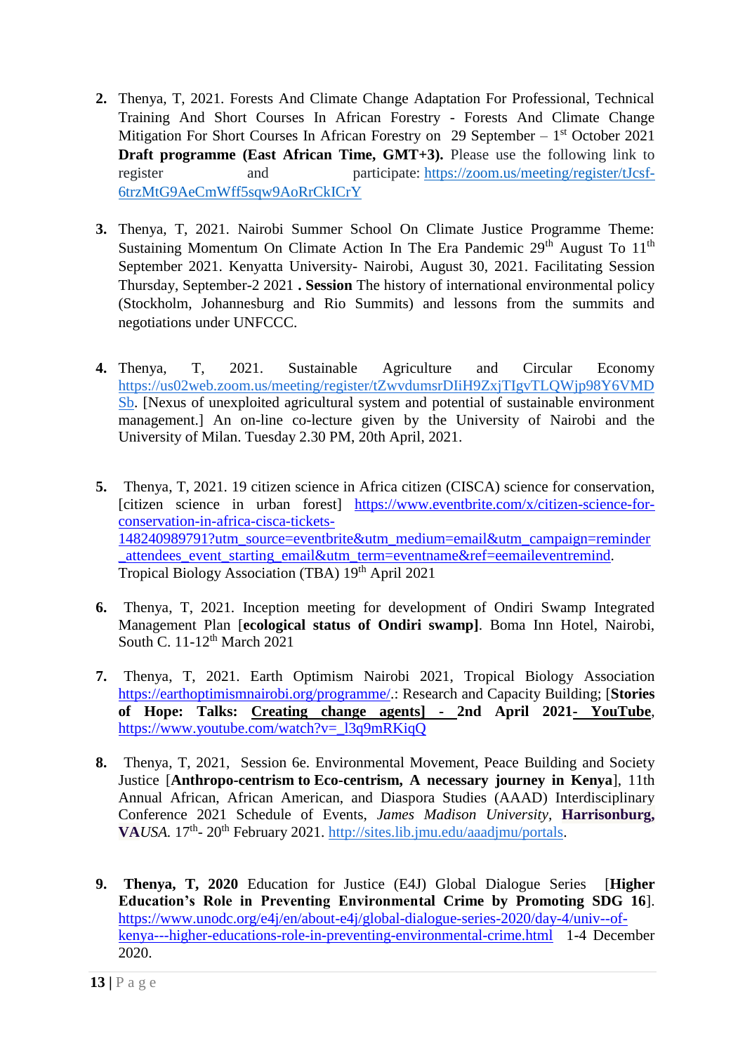2. Thenya, T, 2021. Forests And Climate Change Adaptation For Professional, Technical Training And Short Courses In African Forestry - Forests And Climate Change Mitigation For Short Courses In African Forestry on 29 September – 1st October 2021 **Draft programme (East African Time, GMT+3).** Please use the following link to register and participate: https://zoom.us/meeting/register/tJcsf-6trzMtG9AeCmWff5sqw9AoRrCkICrY

3. Thenya, T, 2021. Nairobi Summer School On Climate Justice Programme Theme: Sustaining Momentum On Climate Action In The Era Pandemic 29th August To 11th September 2021. Kenyatta University- Nairobi, August 30, 2021. Facilitating Session Thursday, September-2 2021 **. Session** The history of international environmental policy (Stockholm, Johannesburg and Rio Summits) and lessons from the summits and negotiations under UNFCCC.

4. Thenya, T, 2021. Sustainable Agriculture and Circular Economy https://us02web.zoom.us/meeting/register/tZwvdumsrDIiH9ZxjTIgvTLQWjp98Y6VMDSb. [Nexus of unexploited agricultural system and potential of sustainable environment management.] An on-line co-lecture given by the University of Nairobi and the University of Milan. Tuesday 2.30 PM, 20th April, 2021.

5. Thenya, T, 2021. 19 citizen science in Africa citizen (CISCA) science for conservation, [citizen science in urban forest] https://www.eventbrite.com/x/citizen-science-for-conservation-in-africa-cisca-tickets-148240989791?utm_source=eventbrite&utm_medium=email&utm_campaign=reminder_attendees_event_starting_email&utm_term=eventname&ref=eemaileventremind. Tropical Biology Association (TBA) 19th April 2021

6. Thenya, T, 2021. Inception meeting for development of Ondiri Swamp Integrated Management Plan [**ecological status of Ondiri swamp]**. Boma Inn Hotel, Nairobi, South C. 11-12th March 2021

7. Thenya, T, 2021. Earth Optimism Nairobi 2021, Tropical Biology Association https://earthoptimismnairobi.org/programme/.: Research and Capacity Building; [**Stories of Hope: Talks: Creating change agents] - 2nd April 2021- YouTube**, https://www.youtube.com/watch?v=_l3q9mRKiqQ

8. Thenya, T, 2021, Session 6e. Environmental Movement, Peace Building and Society Justice [**Anthropo-centrism to Eco-centrism, A necessary journey in Kenya**], 11th Annual African, African American, and Diaspora Studies (AAAD) Interdisciplinary Conference 2021 Schedule of Events, *James Madison University*, **Harrisonburg, VA***USA.* 17th- 20th February 2021. http://sites.lib.jmu.edu/aaadjmu/portals.

9. **Thenya, T, 2020** Education for Justice (E4J) Global Dialogue Series [**Higher Education's Role in Preventing Environmental Crime by Promoting SDG 16**]. https://www.unodc.org/e4j/en/about-e4j/global-dialogue-series-2020/day-4/univ--of-kenya---higher-educations-role-in-preventing-environmental-crime.html 1-4 December 2020.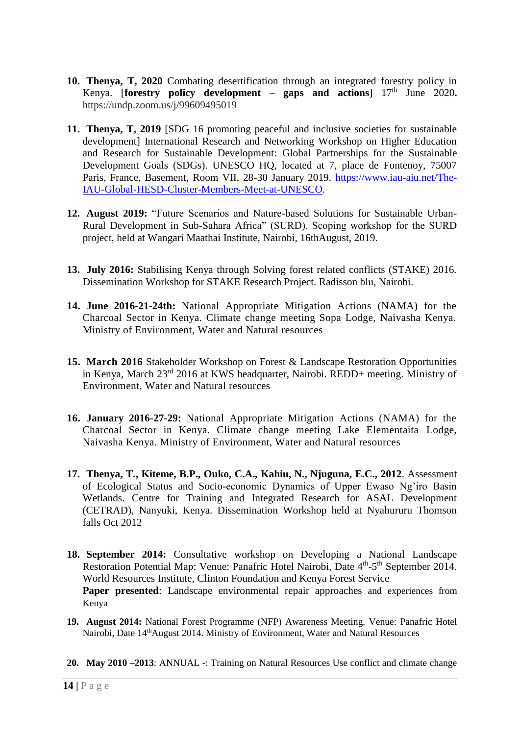10. **Thenya, T, 2020** Combating desertification through an integrated forestry policy in Kenya. [**forestry policy development – gaps and actions**] 17th June 2020**.** https://undp.zoom.us/j/99609495019

11. **Thenya, T, 2019** [SDG 16 promoting peaceful and inclusive societies for sustainable development] International Research and Networking Workshop on Higher Education and Research for Sustainable Development: Global Partnerships for the Sustainable Development Goals (SDGs). UNESCO HQ, located at 7, place de Fontenoy, 75007 Paris, France, Basement, Room VII, 28-30 January 2019. https://www.iau-aiu.net/The-IAU-Global-HESD-Cluster-Members-Meet-at-UNESCO.

12. **August 2019:** "Future Scenarios and Nature-based Solutions for Sustainable Urban-Rural Development in Sub-Sahara Africa" (SURD). Scoping workshop for the SURD project, held at Wangari Maathai Institute, Nairobi, 16thAugust, 2019.

13. **July 2016:** Stabilising Kenya through Solving forest related conflicts (STAKE) 2016. Dissemination Workshop for STAKE Research Project. Radisson blu, Nairobi.

14. **June 2016-21-24th:** National Appropriate Mitigation Actions (NAMA) for the Charcoal Sector in Kenya. Climate change meeting Sopa Lodge, Naivasha Kenya. Ministry of Environment, Water and Natural resources

15. **March 2016** Stakeholder Workshop on Forest & Landscape Restoration Opportunities in Kenya, March 23rd 2016 at KWS headquarter, Nairobi. REDD+ meeting. Ministry of Environment, Water and Natural resources

16. **January 2016-27-29:** National Appropriate Mitigation Actions (NAMA) for the Charcoal Sector in Kenya. Climate change meeting Lake Elementaita Lodge, Naivasha Kenya. Ministry of Environment, Water and Natural resources

17. **Thenya, T., Kiteme, B.P., Ouko, C.A., Kahiu, N., Njuguna, E.C., 2012**. Assessment of Ecological Status and Socio-economic Dynamics of Upper Ewaso Ng'iro Basin Wetlands. Centre for Training and Integrated Research for ASAL Development (CETRAD), Nanyuki, Kenya. Dissemination Workshop held at Nyahururu Thomson falls Oct 2012

18. **September 2014:** Consultative workshop on Developing a National Landscape Restoration Potential Map: Venue: Panafric Hotel Nairobi, Date 4th-5th September 2014. World Resources Institute, Clinton Foundation and Kenya Forest Service
    **Paper presented**: Landscape environmental repair approaches and experiences from Kenya

19. **August 2014:** National Forest Programme (NFP) Awareness Meeting. Venue: Panafric Hotel Nairobi, Date 14thAugust 2014. Ministry of Environment, Water and Natural Resources

20. **May 2010 –2013**: ANNUAL -: Training on Natural Resources Use conflict and climate change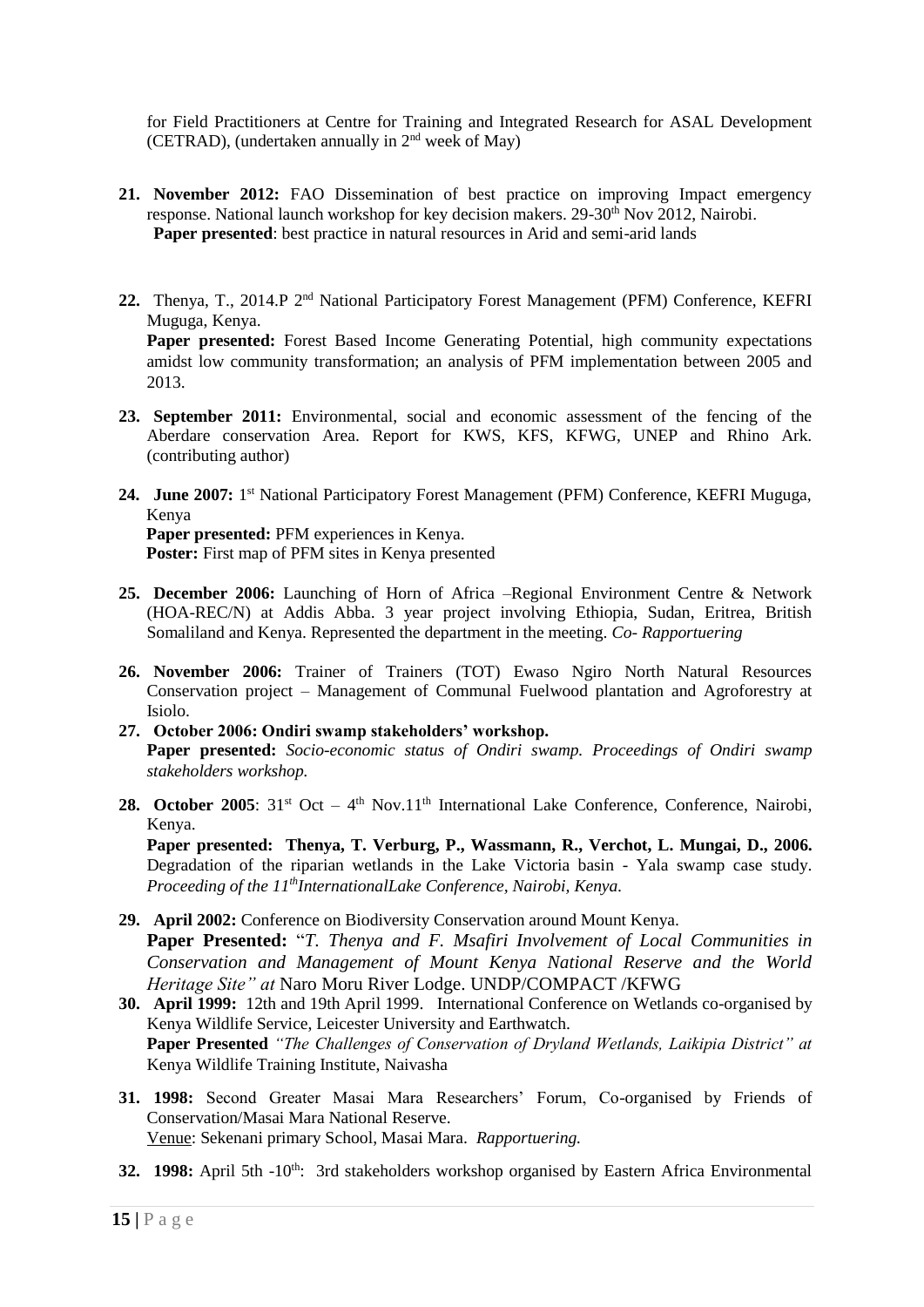for Field Practitioners at Centre for Training and Integrated Research for ASAL Development (CETRAD), (undertaken annually in 2nd week of May)

21. **November 2012:** FAO Dissemination of best practice on improving Impact emergency response. National launch workshop for key decision makers. 29-30th Nov 2012, Nairobi.
    **Paper presented**: best practice in natural resources in Arid and semi-arid lands

22. Thenya, T., 2014.P 2nd National Participatory Forest Management (PFM) Conference, KEFRI Muguga, Kenya.
    **Paper presented:** Forest Based Income Generating Potential, high community expectations amidst low community transformation; an analysis of PFM implementation between 2005 and 2013.

23. **September 2011:** Environmental, social and economic assessment of the fencing of the Aberdare conservation Area. Report for KWS, KFS, KFWG, UNEP and Rhino Ark. (contributing author)

24. **June 2007:** 1st National Participatory Forest Management (PFM) Conference, KEFRI Muguga, Kenya
    **Paper presented:** PFM experiences in Kenya.
    **Poster:** First map of PFM sites in Kenya presented

25. **December 2006:** Launching of Horn of Africa –Regional Environment Centre & Network (HOA-REC/N) at Addis Abba. 3 year project involving Ethiopia, Sudan, Eritrea, British Somaliland and Kenya. Represented the department in the meeting. *Co- Rapportuering*

26. **November 2006:** Trainer of Trainers (TOT) Ewaso Ngiro North Natural Resources Conservation project – Management of Communal Fuelwood plantation and Agroforestry at Isiolo.

27. **October 2006: Ondiri swamp stakeholders' workshop.**
    **Paper presented:** *Socio-economic status of Ondiri swamp. Proceedings of Ondiri swamp stakeholders workshop.*

28. **October 2005**: 31st Oct – 4th Nov.11th International Lake Conference, Conference, Nairobi, Kenya.
    **Paper presented: Thenya, T. Verburg, P., Wassmann, R., Verchot, L. Mungai, D., 2006.** Degradation of the riparian wetlands in the Lake Victoria basin - Yala swamp case study. *Proceeding of the 11thInternationalLake Conference, Nairobi, Kenya.*

29. **April 2002:** Conference on Biodiversity Conservation around Mount Kenya.
    **Paper Presented:** "*T. Thenya and F. Msafiri Involvement of Local Communities in Conservation and Management of Mount Kenya National Reserve and the World Heritage Site" at* Naro Moru River Lodge. UNDP/COMPACT /KFWG

30. **April 1999:** 12th and 19th April 1999. International Conference on Wetlands co-organised by Kenya Wildlife Service, Leicester University and Earthwatch.
    **Paper Presented** *"The Challenges of Conservation of Dryland Wetlands, Laikipia District" at* Kenya Wildlife Training Institute, Naivasha

31. **1998:** Second Greater Masai Mara Researchers' Forum, Co-organised by Friends of Conservation/Masai Mara National Reserve.
    Venue: Sekenani primary School, Masai Mara. *Rapportuering.*

32. **1998:** April 5th -10th: 3rd stakeholders workshop organised by Eastern Africa Environmental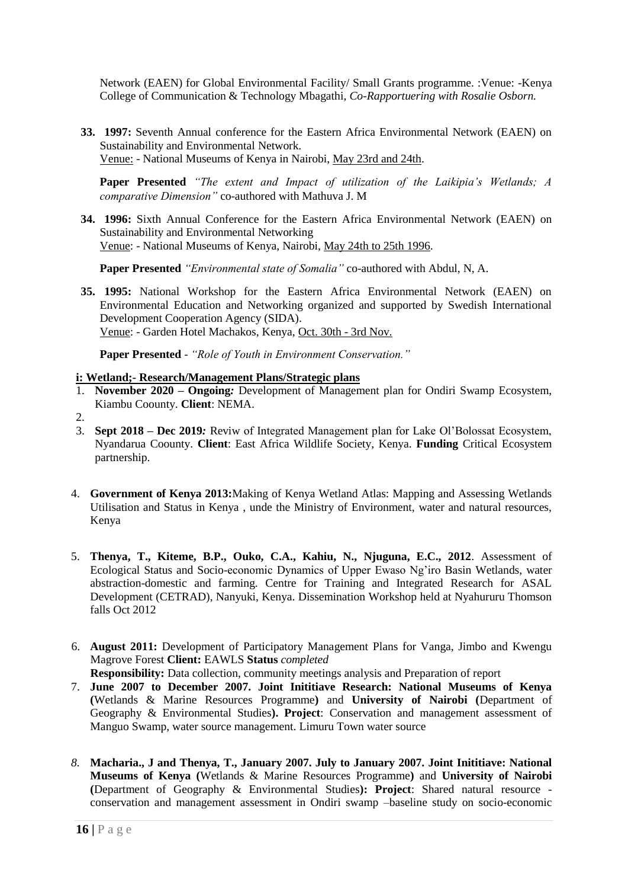Network (EAEN) for Global Environmental Facility/ Small Grants programme. :Venue: -Kenya College of Communication & Technology Mbagathi, *Co-Rapportuering with Rosalie Osborn.*

**33. 1997:** Seventh Annual conference for the Eastern Africa Environmental Network (EAEN) on Sustainability and Environmental Network.
Venue: - National Museums of Kenya in Nairobi, May 23rd and 24th.

**Paper Presented** *"The extent and Impact of utilization of the Laikipia's Wetlands; A comparative Dimension"* co-authored with Mathuva J. M

**34. 1996:** Sixth Annual Conference for the Eastern Africa Environmental Network (EAEN) on Sustainability and Environmental Networking
Venue: - National Museums of Kenya, Nairobi, May 24th to 25th 1996.

**Paper Presented** *"Environmental state of Somalia"* co-authored with Abdul, N, A.

**35. 1995:** National Workshop for the Eastern Africa Environmental Network (EAEN) on Environmental Education and Networking organized and supported by Swedish International Development Cooperation Agency (SIDA).
Venue: - Garden Hotel Machakos, Kenya, Oct. 30th - 3rd Nov.

**Paper Presented** - *"Role of Youth in Environment Conservation."*

**i: Wetland;- Research/Management Plans/Strategic plans**

1. **November 2020 – Ongoing:** Development of Management plan for Ondiri Swamp Ecosystem, Kiambu Coounty. **Client**: NEMA.
2. 
3. **Sept 2018 – Dec 2019:** Reviw of Integrated Management plan for Lake Ol'Bolossat Ecosystem, Nyandarua Coounty. **Client**: East Africa Wildlife Society, Kenya. **Funding** Critical Ecosystem partnership.
4. **Government of Kenya 2013:**Making of Kenya Wetland Atlas: Mapping and Assessing Wetlands Utilisation and Status in Kenya , unde the Ministry of Environment, water and natural resources, Kenya
5. **Thenya, T., Kiteme, B.P., Ouko, C.A., Kahiu, N., Njuguna, E.C., 2012**. Assessment of Ecological Status and Socio-economic Dynamics of Upper Ewaso Ng'iro Basin Wetlands, water abstraction-domestic and farming. Centre for Training and Integrated Research for ASAL Development (CETRAD), Nanyuki, Kenya. Dissemination Workshop held at Nyahururu Thomson falls Oct 2012
6. **August 2011:** Development of Participatory Management Plans for Vanga, Jimbo and Kwengu Magrove Forest **Client:** EAWLS **Status** *completed*
   **Responsibility:** Data collection, community meetings analysis and Preparation of report
7. **June 2007 to December 2007. Joint Inititiave Research: National Museums of Kenya (**Wetlands & Marine Resources Programme**)** and **University of Nairobi (**Department of Geography & Environmental Studies**). Project**: Conservation and management assessment of Manguo Swamp, water source management. Limuru Town water source
8. **Macharia., J and Thenya, T., January 2007. July to January 2007. Joint Inititiave: National Museums of Kenya (**Wetlands & Marine Resources Programme**)** and **University of Nairobi (**Department of Geography & Environmental Studies**): Project**: Shared natural resource - conservation and management assessment in Ondiri swamp –baseline study on socio-economic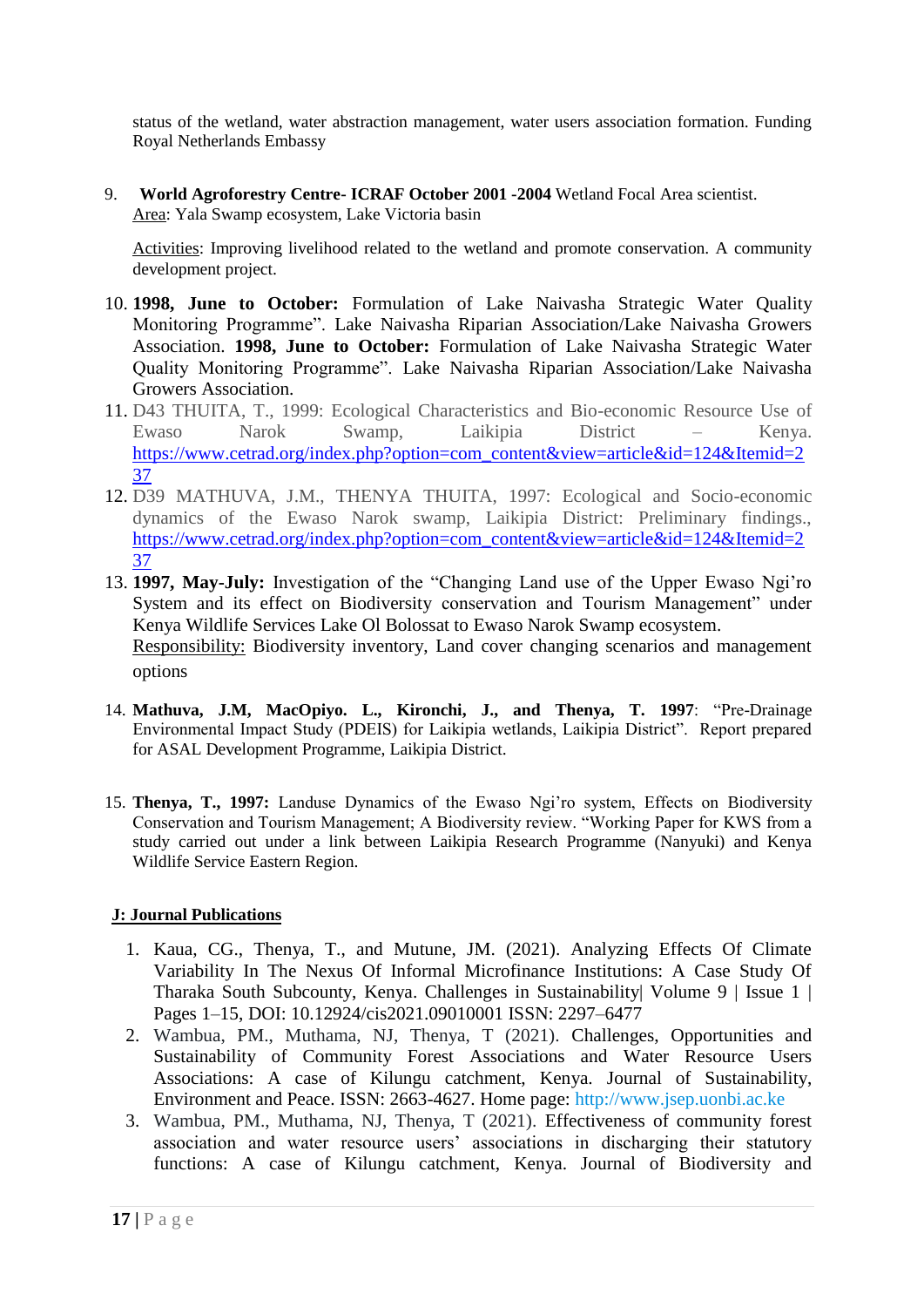status of the wetland, water abstraction management, water users association formation. Funding Royal Netherlands Embassy

9. **World Agroforestry Centre- ICRAF October 2001 -2004** Wetland Focal Area scientist.
   Area: Yala Swamp ecosystem, Lake Victoria basin

   Activities: Improving livelihood related to the wetland and promote conservation. A community development project.

10. **1998, June to October:** Formulation of Lake Naivasha Strategic Water Quality Monitoring Programme". Lake Naivasha Riparian Association/Lake Naivasha Growers Association. **1998, June to October:** Formulation of Lake Naivasha Strategic Water Quality Monitoring Programme". Lake Naivasha Riparian Association/Lake Naivasha Growers Association.
11. D43 THUITA, T., 1999: Ecological Characteristics and Bio-economic Resource Use of Ewaso Narok Swamp, Laikipia District – Kenya. https://www.cetrad.org/index.php?option=com_content&view=article&id=124&Itemid=237
12. D39 MATHUVA, J.M., THENYA THUITA, 1997: Ecological and Socio-economic dynamics of the Ewaso Narok swamp, Laikipia District: Preliminary findings., https://www.cetrad.org/index.php?option=com_content&view=article&id=124&Itemid=237
13. **1997, May-July:** Investigation of the "Changing Land use of the Upper Ewaso Ngi'ro System and its effect on Biodiversity conservation and Tourism Management" under Kenya Wildlife Services Lake Ol Bolossat to Ewaso Narok Swamp ecosystem.
    Responsibility: Biodiversity inventory, Land cover changing scenarios and management options

14. **Mathuva, J.M, MacOpiyo. L., Kironchi, J., and Thenya, T. 1997**: "Pre-Drainage Environmental Impact Study (PDEIS) for Laikipia wetlands, Laikipia District". Report prepared for ASAL Development Programme, Laikipia District.

15. **Thenya, T., 1997:** Landuse Dynamics of the Ewaso Ngi'ro system, Effects on Biodiversity Conservation and Tourism Management; A Biodiversity review. "Working Paper for KWS from a study carried out under a link between Laikipia Research Programme (Nanyuki) and Kenya Wildlife Service Eastern Region.

## J: Journal Publications

1. Kaua, CG., Thenya, T., and Mutune, JM. (2021). Analyzing Effects Of Climate Variability In The Nexus Of Informal Microfinance Institutions: A Case Study Of Tharaka South Subcounty, Kenya. Challenges in Sustainability| Volume 9 | Issue 1 | Pages 1–15, DOI: 10.12924/cis2021.09010001 ISSN: 2297–6477
2. Wambua, PM., Muthama, NJ, Thenya, T (2021). Challenges, Opportunities and Sustainability of Community Forest Associations and Water Resource Users Associations: A case of Kilungu catchment, Kenya. Journal of Sustainability, Environment and Peace. ISSN: 2663-4627. Home page: http://www.jsep.uonbi.ac.ke
3. Wambua, PM., Muthama, NJ, Thenya, T (2021). Effectiveness of community forest association and water resource users' associations in discharging their statutory functions: A case of Kilungu catchment, Kenya. Journal of Biodiversity and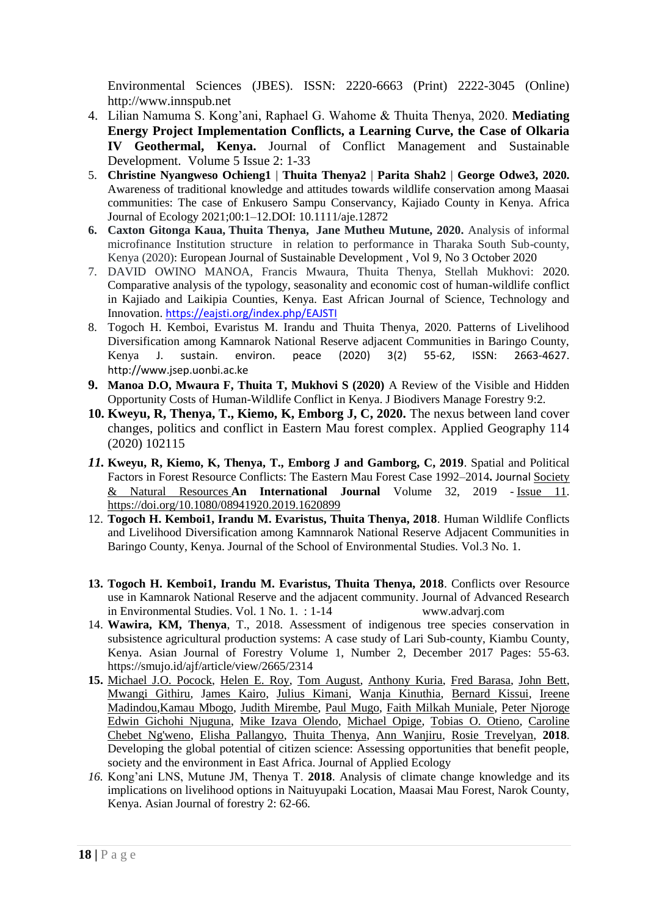Environmental Sciences (JBES). ISSN: 2220-6663 (Print) 2222-3045 (Online) http://www.innspub.net

4. Lilian Namuma S. Kong'ani, Raphael G. Wahome & Thuita Thenya, 2020. **Mediating Energy Project Implementation Conflicts, a Learning Curve, the Case of Olkaria IV Geothermal, Kenya.** Journal of Conflict Management and Sustainable Development. Volume 5 Issue 2: 1-33
5. **Christine Nyangweso Ochieng1 | Thuita Thenya2 | Parita Shah2 | George Odwe3, 2020.** Awareness of traditional knowledge and attitudes towards wildlife conservation among Maasai communities: The case of Enkusero Sampu Conservancy, Kajiado County in Kenya. Africa Journal of Ecology 2021;00:1–12.DOI: 10.1111/aje.12872
6. **Caxton Gitonga Kaua, Thuita Thenya, Jane Mutheu Mutune, 2020.** Analysis of informal microfinance Institution structure in relation to performance in Tharaka South Sub-county, Kenya (2020): European Journal of Sustainable Development , Vol 9, No 3 October 2020
7. DAVID OWINO MANOA, Francis Mwaura, Thuita Thenya, Stellah Mukhovi: 2020. Comparative analysis of the typology, seasonality and economic cost of human-wildlife conflict in Kajiado and Laikipia Counties, Kenya. East African Journal of Science, Technology and Innovation. https://eajsti.org/index.php/EAJSTI
8. Togoch H. Kemboi, Evaristus M. Irandu and Thuita Thenya, 2020. Patterns of Livelihood Diversification among Kamnarok National Reserve adjacent Communities in Baringo County, Kenya J. sustain. environ. peace (2020) 3(2) 55-62, ISSN: 2663-4627. http://www.jsep.uonbi.ac.ke
9. **Manoa D.O, Mwaura F, Thuita T, Mukhovi S (2020)** A Review of the Visible and Hidden Opportunity Costs of Human-Wildlife Conflict in Kenya. J Biodivers Manage Forestry 9:2.
10. **Kweyu, R, Thenya, T., Kiemo, K, Emborg J, C, 2020.** The nexus between land cover changes, politics and conflict in Eastern Mau forest complex. Applied Geography 114 (2020) 102115
11. **Kweyu, R, Kiemo, K, Thenya, T., Emborg J and Gamborg, C, 2019**. Spatial and Political Factors in Forest Resource Conflicts: The Eastern Mau Forest Case 1992–2014**.** Journal Society & Natural Resources **An International Journal** Volume 32, 2019 - Issue 11. https://doi.org/10.1080/08941920.2019.1620899
12. **Togoch H. Kemboi1, Irandu M. Evaristus, Thuita Thenya, 2018**. Human Wildlife Conflicts and Livelihood Diversification among Kamnnarok National Reserve Adjacent Communities in Baringo County, Kenya. Journal of the School of Environmental Studies. Vol.3 No. 1.
13. **Togoch H. Kemboi1, Irandu M. Evaristus, Thuita Thenya, 2018**. Conflicts over Resource use in Kamnarok National Reserve and the adjacent community. Journal of Advanced Research in Environmental Studies. Vol. 1 No. 1. : 1-14 www.advarj.com
14. **Wawira, KM, Thenya**, T., 2018. Assessment of indigenous tree species conservation in subsistence agricultural production systems: A case study of Lari Sub-county, Kiambu County, Kenya. Asian Journal of Forestry Volume 1, Number 2, December 2017 Pages: 55-63. https://smujo.id/ajf/article/view/2665/2314
15. Michael J.O. Pocock, Helen E. Roy, Tom August, Anthony Kuria, Fred Barasa, John Bett, Mwangi Githiru, James Kairo, Julius Kimani, Wanja Kinuthia, Bernard Kissui, Ireene Madindou,Kamau Mbogo, Judith Mirembe, Paul Mugo, Faith Milkah Muniale, Peter Njoroge Edwin Gichohi Njuguna, Mike Izava Olendo, Michael Opige, Tobias O. Otieno, Caroline Chebet Ng'weno, Elisha Pallangyo, Thuita Thenya, Ann Wanjiru, Rosie Trevelyan, **2018**. Developing the global potential of citizen science: Assessing opportunities that benefit people, society and the environment in East Africa. Journal of Applied Ecology
16. Kong'ani LNS, Mutune JM, Thenya T. **2018**. Analysis of climate change knowledge and its implications on livelihood options in Naituyupaki Location, Maasai Mau Forest, Narok County, Kenya. Asian Journal of forestry 2: 62-66.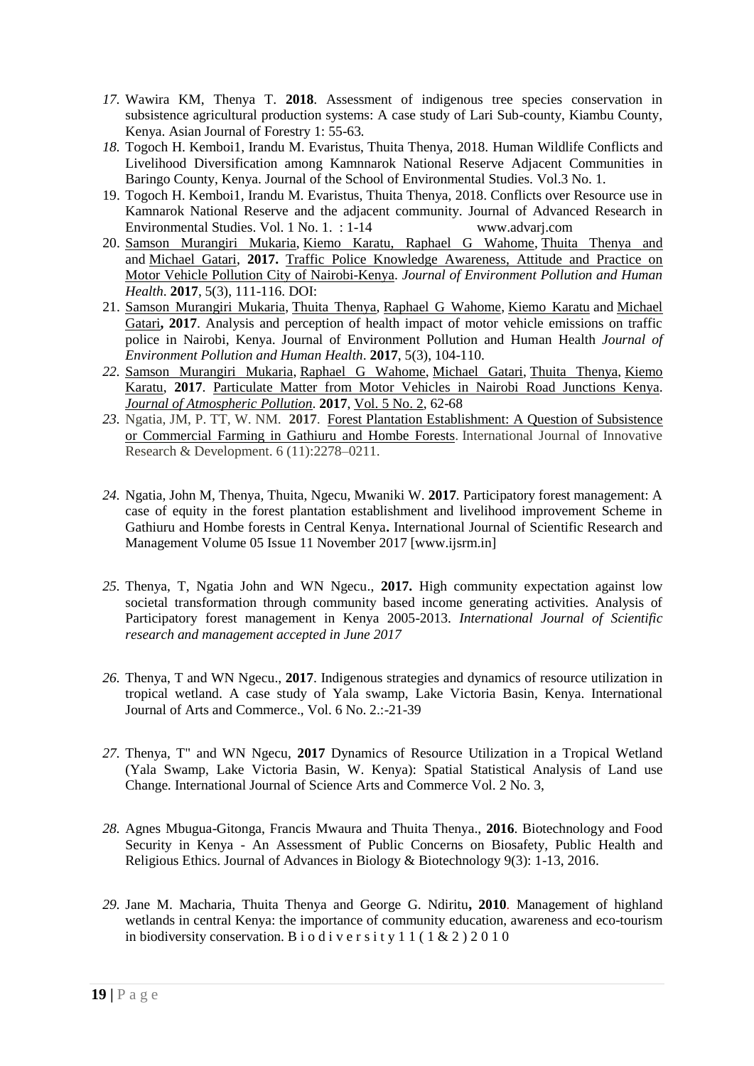17. Wawira KM, Thenya T. **2018**. Assessment of indigenous tree species conservation in subsistence agricultural production systems: A case study of Lari Sub-county, Kiambu County, Kenya. Asian Journal of Forestry 1: 55-63.
18. Togoch H. Kemboi1, Irandu M. Evaristus, Thuita Thenya, 2018. Human Wildlife Conflicts and Livelihood Diversification among Kamnnarok National Reserve Adjacent Communities in Baringo County, Kenya. Journal of the School of Environmental Studies. Vol.3 No. 1.
19. Togoch H. Kemboi1, Irandu M. Evaristus, Thuita Thenya, 2018. Conflicts over Resource use in Kamnarok National Reserve and the adjacent community. Journal of Advanced Research in Environmental Studies. Vol. 1 No. 1. : 1-14 www.advarj.com
20. Samson Murangiri Mukaria, Kiemo Karatu, Raphael G Wahome, Thuita Thenya and and Michael Gatari, **2017.** Traffic Police Knowledge Awareness, Attitude and Practice on Motor Vehicle Pollution City of Nairobi-Kenya. *Journal of Environment Pollution and Human Health*. **2017**, 5(3), 111-116. DOI:
21. Samson Murangiri Mukaria, Thuita Thenya, Raphael G Wahome, Kiemo Karatu and Michael Gatari**, 2017**. Analysis and perception of health impact of motor vehicle emissions on traffic police in Nairobi, Kenya. Journal of Environment Pollution and Human Health *Journal of Environment Pollution and Human Health*. **2017**, 5(3), 104-110.
22. Samson Murangiri Mukaria, Raphael G Wahome, Michael Gatari, Thuita Thenya, Kiemo Karatu, **2017**. Particulate Matter from Motor Vehicles in Nairobi Road Junctions Kenya. *Journal of Atmospheric Pollution*. **2017**, Vol. 5 No. 2, 62-68
23. Ngatia, JM, P. TT, W. NM. **2017**. Forest Plantation Establishment: A Question of Subsistence or Commercial Farming in Gathiuru and Hombe Forests. International Journal of Innovative Research & Development. 6 (11):2278–0211.
24. Ngatia, John M, Thenya, Thuita, Ngecu, Mwaniki W. **2017**. Participatory forest management: A case of equity in the forest plantation establishment and livelihood improvement Scheme in Gathiuru and Hombe forests in Central Kenya**.** International Journal of Scientific Research and Management Volume 05 Issue 11 November 2017 [www.ijsrm.in]
25. Thenya, T, Ngatia John and WN Ngecu., **2017.** High community expectation against low societal transformation through community based income generating activities. Analysis of Participatory forest management in Kenya 2005-2013. *International Journal of Scientific research and management accepted in June 2017*
26. Thenya, T and WN Ngecu., **2017**. Indigenous strategies and dynamics of resource utilization in tropical wetland. A case study of Yala swamp, Lake Victoria Basin, Kenya. International Journal of Arts and Commerce., Vol. 6 No. 2.:-21-39
27. Thenya, T" and WN Ngecu, **2017** Dynamics of Resource Utilization in a Tropical Wetland (Yala Swamp, Lake Victoria Basin, W. Kenya): Spatial Statistical Analysis of Land use Change. International Journal of Science Arts and Commerce Vol. 2 No. 3,
28. Agnes Mbugua-Gitonga, Francis Mwaura and Thuita Thenya., **2016**. Biotechnology and Food Security in Kenya - An Assessment of Public Concerns on Biosafety, Public Health and Religious Ethics. Journal of Advances in Biology & Biotechnology 9(3): 1-13, 2016.
29. Jane M. Macharia, Thuita Thenya and George G. Ndiritu**, 2010**. Management of highland wetlands in central Kenya: the importance of community education, awareness and eco-tourism in biodiversity conservation. B i o d i v e r s i t y 1 1 ( 1 & 2 ) 2 0 1 0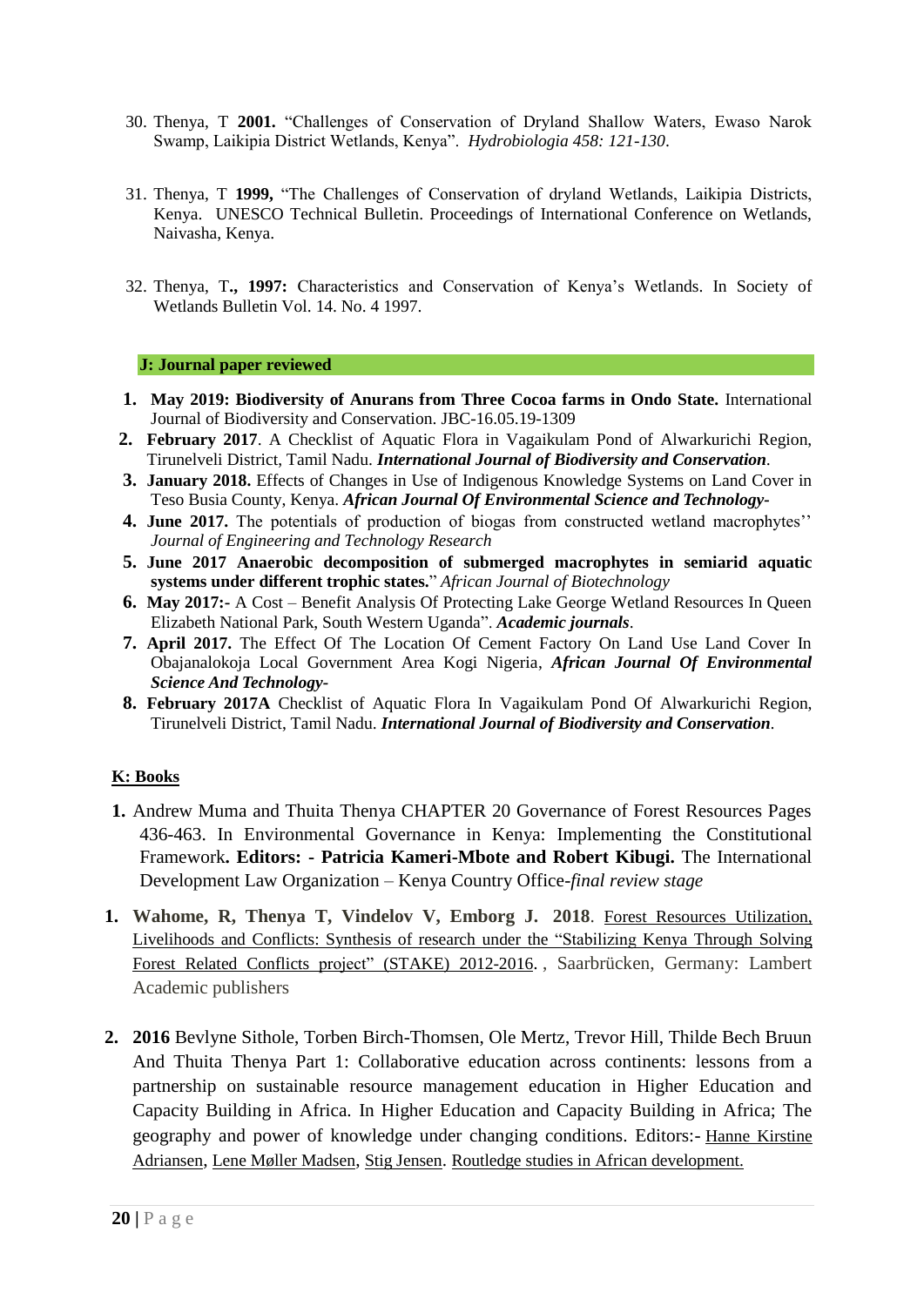30. Thenya, T **2001.** "Challenges of Conservation of Dryland Shallow Waters, Ewaso Narok Swamp, Laikipia District Wetlands, Kenya". *Hydrobiologia 458: 121-130*.

31. Thenya, T **1999,** "The Challenges of Conservation of dryland Wetlands, Laikipia Districts, Kenya. UNESCO Technical Bulletin. Proceedings of International Conference on Wetlands, Naivasha, Kenya.

32. Thenya, T**., 1997:** Characteristics and Conservation of Kenya's Wetlands. In Society of Wetlands Bulletin Vol. 14. No. 4 1997.

### J: Journal paper reviewed

1. **May 2019: Biodiversity of Anurans from Three Cocoa farms in Ondo State.** International Journal of Biodiversity and Conservation. JBC-16.05.19-1309
2. **February 2017**. A Checklist of Aquatic Flora in Vagaikulam Pond of Alwarkurichi Region, Tirunelveli District, Tamil Nadu. ***International Journal of Biodiversity and Conservation***.
3. **January 2018.** Effects of Changes in Use of Indigenous Knowledge Systems on Land Cover in Teso Busia County, Kenya. ***African Journal Of Environmental Science and Technology-***
4. **June 2017.** The potentials of production of biogas from constructed wetland macrophytes'' *Journal of Engineering and Technology Research*
5. **June 2017 Anaerobic decomposition of submerged macrophytes in semiarid aquatic systems under different trophic states.**" *African Journal of Biotechnology*
6. **May 2017:**- A Cost – Benefit Analysis Of Protecting Lake George Wetland Resources In Queen Elizabeth National Park, South Western Uganda". ***Academic journals***.
7. **April 2017.** The Effect Of The Location Of Cement Factory On Land Use Land Cover In Obajanalokoja Local Government Area Kogi Nigeria, ***African Journal Of Environmental Science And Technology-***
8. **February 2017A** Checklist of Aquatic Flora In Vagaikulam Pond Of Alwarkurichi Region, Tirunelveli District, Tamil Nadu. ***International Journal of Biodiversity and Conservation***.

### K: Books

1. Andrew Muma and Thuita Thenya CHAPTER 20 Governance of Forest Resources Pages 436-463. In Environmental Governance in Kenya: Implementing the Constitutional Framework**. Editors: - Patricia Kameri-Mbote and Robert Kibugi.** The International Development Law Organization – Kenya Country Office-*final review stage*

1. **Wahome, R, Thenya T, Vindelov V, Emborg J. 2018**. Forest Resources Utilization, Livelihoods and Conflicts: Synthesis of research under the "Stabilizing Kenya Through Solving Forest Related Conflicts project" (STAKE) 2012-2016. , Saarbrücken, Germany: Lambert Academic publishers

2. **2016** Bevlyne Sithole, Torben Birch-Thomsen, Ole Mertz, Trevor Hill, Thilde Bech Bruun And Thuita Thenya Part 1: Collaborative education across continents: lessons from a partnership on sustainable resource management education in Higher Education and Capacity Building in Africa. In Higher Education and Capacity Building in Africa; The geography and power of knowledge under changing conditions. Editors:- Hanne Kirstine Adriansen, Lene Møller Madsen, Stig Jensen. Routledge studies in African development.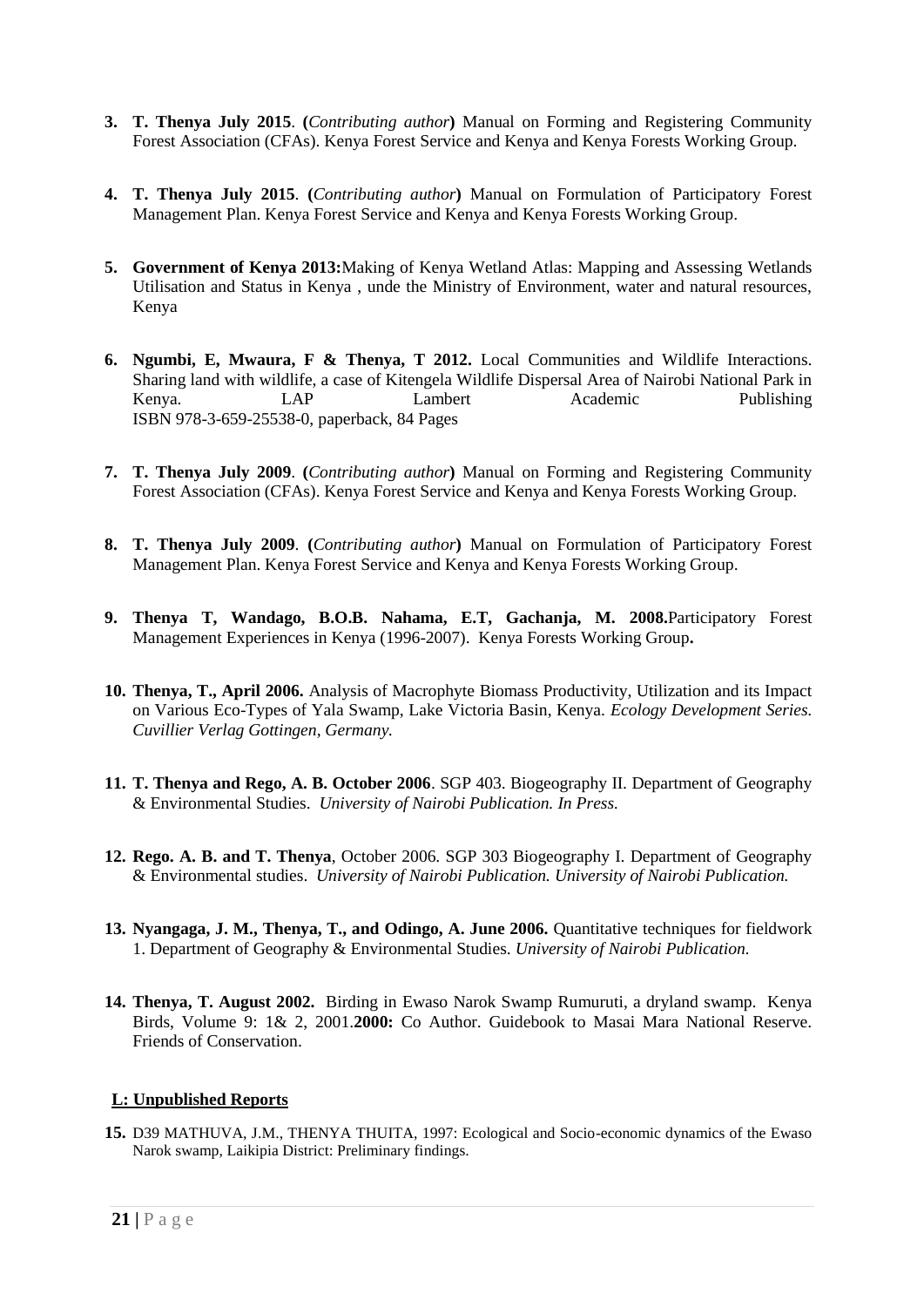3. **T. Thenya July 2015**. **(***Contributing author***)** Manual on Forming and Registering Community Forest Association (CFAs). Kenya Forest Service and Kenya and Kenya Forests Working Group.

4. **T. Thenya July 2015**. **(***Contributing author***)** Manual on Formulation of Participatory Forest Management Plan. Kenya Forest Service and Kenya and Kenya Forests Working Group.

5. **Government of Kenya 2013:**Making of Kenya Wetland Atlas: Mapping and Assessing Wetlands Utilisation and Status in Kenya , unde the Ministry of Environment, water and natural resources, Kenya

6. **Ngumbi, E, Mwaura, F & Thenya, T 2012.** Local Communities and Wildlife Interactions. Sharing land with wildlife, a case of Kitengela Wildlife Dispersal Area of Nairobi National Park in Kenya. LAP Lambert Academic Publishing ISBN 978-3-659-25538-0, paperback, 84 Pages

7. **T. Thenya July 2009**. **(***Contributing author***)** Manual on Forming and Registering Community Forest Association (CFAs). Kenya Forest Service and Kenya and Kenya Forests Working Group.

8. **T. Thenya July 2009**. **(***Contributing author***)** Manual on Formulation of Participatory Forest Management Plan. Kenya Forest Service and Kenya and Kenya Forests Working Group.

9. **Thenya T, Wandago, B.O.B. Nahama, E.T, Gachanja, M. 2008.**Participatory Forest Management Experiences in Kenya (1996-2007). Kenya Forests Working Group**.**

10. **Thenya, T., April 2006.** Analysis of Macrophyte Biomass Productivity, Utilization and its Impact on Various Eco-Types of Yala Swamp, Lake Victoria Basin, Kenya. *Ecology Development Series. Cuvillier Verlag Gottingen, Germany.*

11. **T. Thenya and Rego, A. B. October 2006**. SGP 403. Biogeography II. Department of Geography & Environmental Studies. *University of Nairobi Publication. In Press.*

12. **Rego. A. B. and T. Thenya**, October 2006. SGP 303 Biogeography I. Department of Geography & Environmental studies. *University of Nairobi Publication. University of Nairobi Publication.*

13. **Nyangaga, J. M., Thenya, T., and Odingo, A. June 2006.** Quantitative techniques for fieldwork 1. Department of Geography & Environmental Studies. *University of Nairobi Publication.*

14. **Thenya, T. August 2002.** Birding in Ewaso Narok Swamp Rumuruti, a dryland swamp. Kenya Birds, Volume 9: 1& 2, 2001.**2000:** Co Author. Guidebook to Masai Mara National Reserve. Friends of Conservation.

**L: Unpublished Reports**

15. D39 MATHUVA, J.M., THENYA THUITA, 1997: Ecological and Socio-economic dynamics of the Ewaso Narok swamp, Laikipia District: Preliminary findings.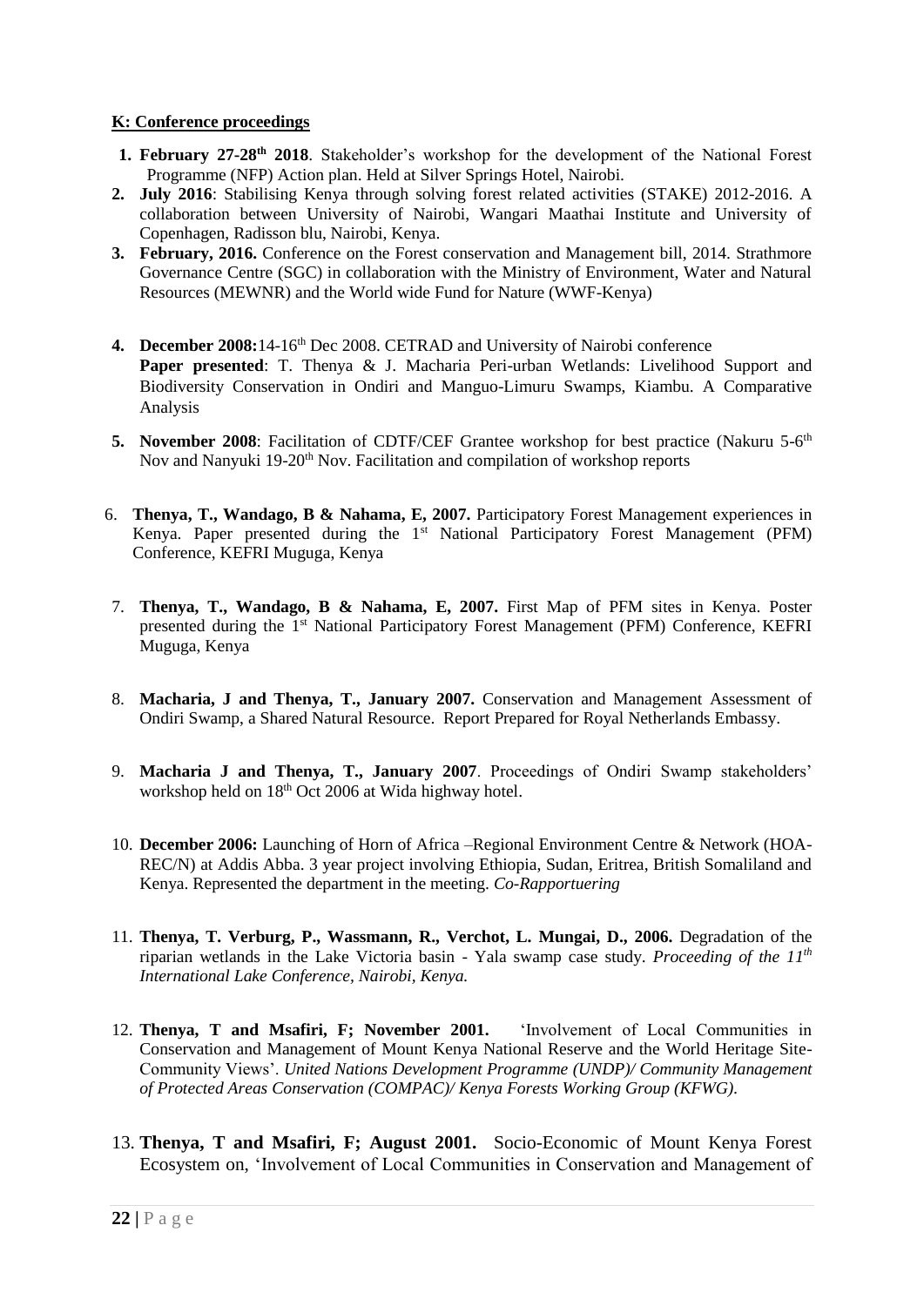**K: Conference proceedings**

1. **February 27-28th 2018**. Stakeholder's workshop for the development of the National Forest Programme (NFP) Action plan. Held at Silver Springs Hotel, Nairobi.
2. **July 2016**: Stabilising Kenya through solving forest related activities (STAKE) 2012-2016. A collaboration between University of Nairobi, Wangari Maathai Institute and University of Copenhagen, Radisson blu, Nairobi, Kenya.
3. **February, 2016.** Conference on the Forest conservation and Management bill, 2014. Strathmore Governance Centre (SGC) in collaboration with the Ministry of Environment, Water and Natural Resources (MEWNR) and the World wide Fund for Nature (WWF-Kenya)
4. **December 2008:** 14-16th Dec 2008. CETRAD and University of Nairobi conference
   **Paper presented**: T. Thenya & J. Macharia Peri-urban Wetlands: Livelihood Support and Biodiversity Conservation in Ondiri and Manguo-Limuru Swamps, Kiambu. A Comparative Analysis
5. **November 2008**: Facilitation of CDTF/CEF Grantee workshop for best practice (Nakuru 5-6th Nov and Nanyuki 19-20th Nov. Facilitation and compilation of workshop reports
6. **Thenya, T., Wandago, B & Nahama, E, 2007.** Participatory Forest Management experiences in Kenya. Paper presented during the 1st National Participatory Forest Management (PFM) Conference, KEFRI Muguga, Kenya
7. **Thenya, T., Wandago, B & Nahama, E, 2007.** First Map of PFM sites in Kenya. Poster presented during the 1st National Participatory Forest Management (PFM) Conference, KEFRI Muguga, Kenya
8. **Macharia, J and Thenya, T., January 2007.** Conservation and Management Assessment of Ondiri Swamp, a Shared Natural Resource. Report Prepared for Royal Netherlands Embassy.
9. **Macharia J and Thenya, T., January 2007**. Proceedings of Ondiri Swamp stakeholders' workshop held on 18th Oct 2006 at Wida highway hotel.
10. **December 2006:** Launching of Horn of Africa –Regional Environment Centre & Network (HOA-REC/N) at Addis Abba. 3 year project involving Ethiopia, Sudan, Eritrea, British Somaliland and Kenya. Represented the department in the meeting. *Co-Rapportuering*
11. **Thenya, T. Verburg, P., Wassmann, R., Verchot, L. Mungai, D., 2006.** Degradation of the riparian wetlands in the Lake Victoria basin - Yala swamp case study. *Proceeding of the 11th International Lake Conference, Nairobi, Kenya.*
12. **Thenya, T and Msafiri, F; November 2001.** 'Involvement of Local Communities in Conservation and Management of Mount Kenya National Reserve and the World Heritage Site-Community Views'. *United Nations Development Programme (UNDP)/ Community Management of Protected Areas Conservation (COMPAC)/ Kenya Forests Working Group (KFWG).*
13. **Thenya, T and Msafiri, F; August 2001.** Socio-Economic of Mount Kenya Forest Ecosystem on, 'Involvement of Local Communities in Conservation and Management of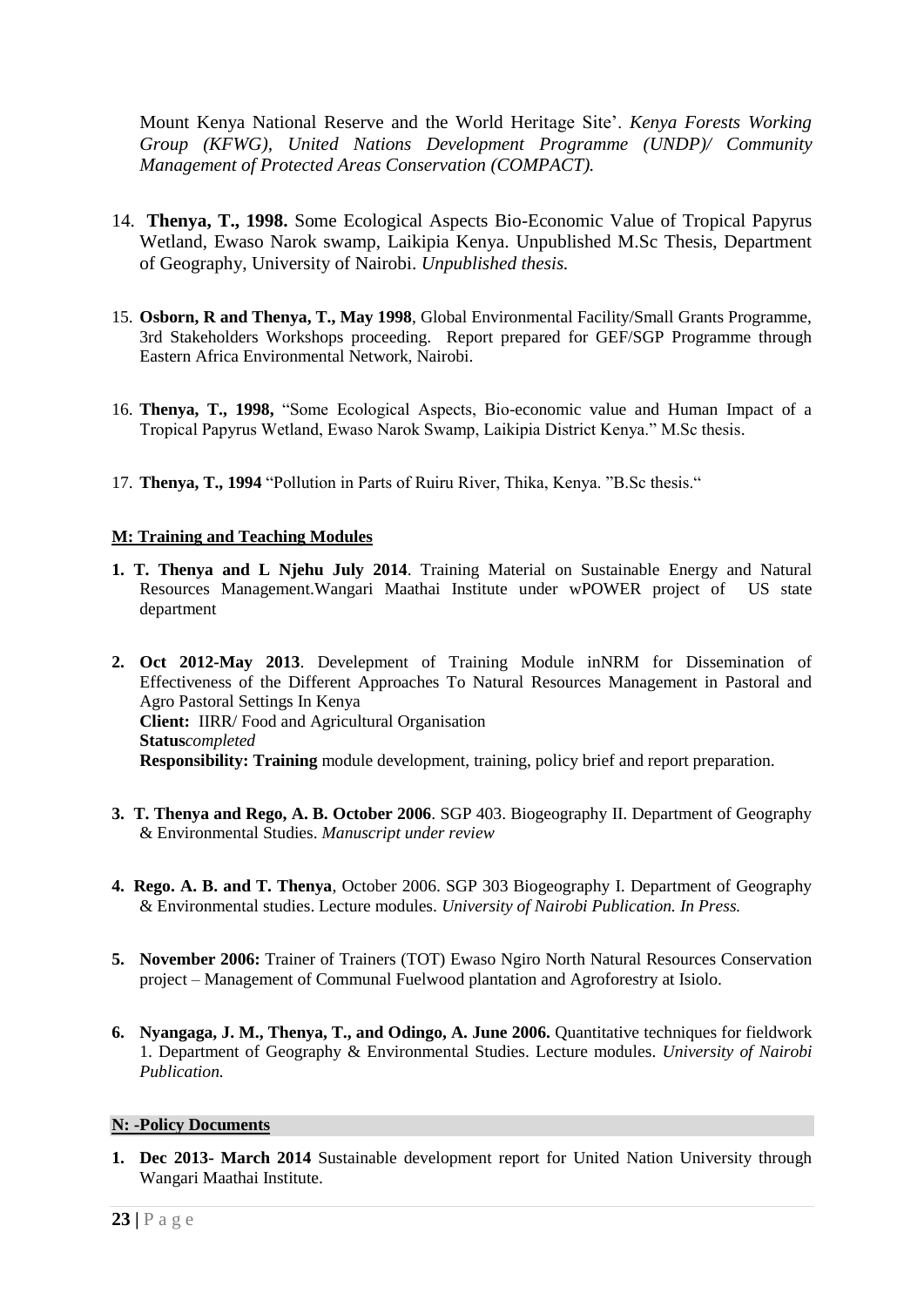Mount Kenya National Reserve and the World Heritage Site'. *Kenya Forests Working Group (KFWG), United Nations Development Programme (UNDP)/ Community Management of Protected Areas Conservation (COMPACT).*

14. **Thenya, T., 1998.** Some Ecological Aspects Bio-Economic Value of Tropical Papyrus Wetland, Ewaso Narok swamp, Laikipia Kenya. Unpublished M.Sc Thesis, Department of Geography, University of Nairobi. *Unpublished thesis.*

15. **Osborn, R and Thenya, T., May 1998**, Global Environmental Facility/Small Grants Programme, 3rd Stakeholders Workshops proceeding. Report prepared for GEF/SGP Programme through Eastern Africa Environmental Network, Nairobi.

16. **Thenya, T., 1998,** "Some Ecological Aspects, Bio-economic value and Human Impact of a Tropical Papyrus Wetland, Ewaso Narok Swamp, Laikipia District Kenya." M.Sc thesis.

17. **Thenya, T., 1994** "Pollution in Parts of Ruiru River, Thika, Kenya. "B.Sc thesis."

**M: Training and Teaching Modules**

1. **T. Thenya and L Njehu July 2014**. Training Material on Sustainable Energy and Natural Resources Management.Wangari Maathai Institute under wPOWER project of US state department

2. **Oct 2012-May 2013**. Develepment of Training Module inNRM for Dissemination of Effectiveness of the Different Approaches To Natural Resources Management in Pastoral and Agro Pastoral Settings In Kenya
   **Client:** IIRR/ Food and Agricultural Organisation
   **Status***completed*
   **Responsibility: Training** module development, training, policy brief and report preparation.

3. **T. Thenya and Rego, A. B. October 2006**. SGP 403. Biogeography II. Department of Geography & Environmental Studies. *Manuscript under review*

4. **Rego. A. B. and T. Thenya**, October 2006. SGP 303 Biogeography I. Department of Geography & Environmental studies. Lecture modules. *University of Nairobi Publication. In Press.*

5. **November 2006:** Trainer of Trainers (TOT) Ewaso Ngiro North Natural Resources Conservation project – Management of Communal Fuelwood plantation and Agroforestry at Isiolo.

6. **Nyangaga, J. M., Thenya, T., and Odingo, A. June 2006.** Quantitative techniques for fieldwork 1. Department of Geography & Environmental Studies. Lecture modules. *University of Nairobi Publication.*

**N: -Policy Documents**

1. **Dec 2013- March 2014** Sustainable development report for United Nation University through Wangari Maathai Institute.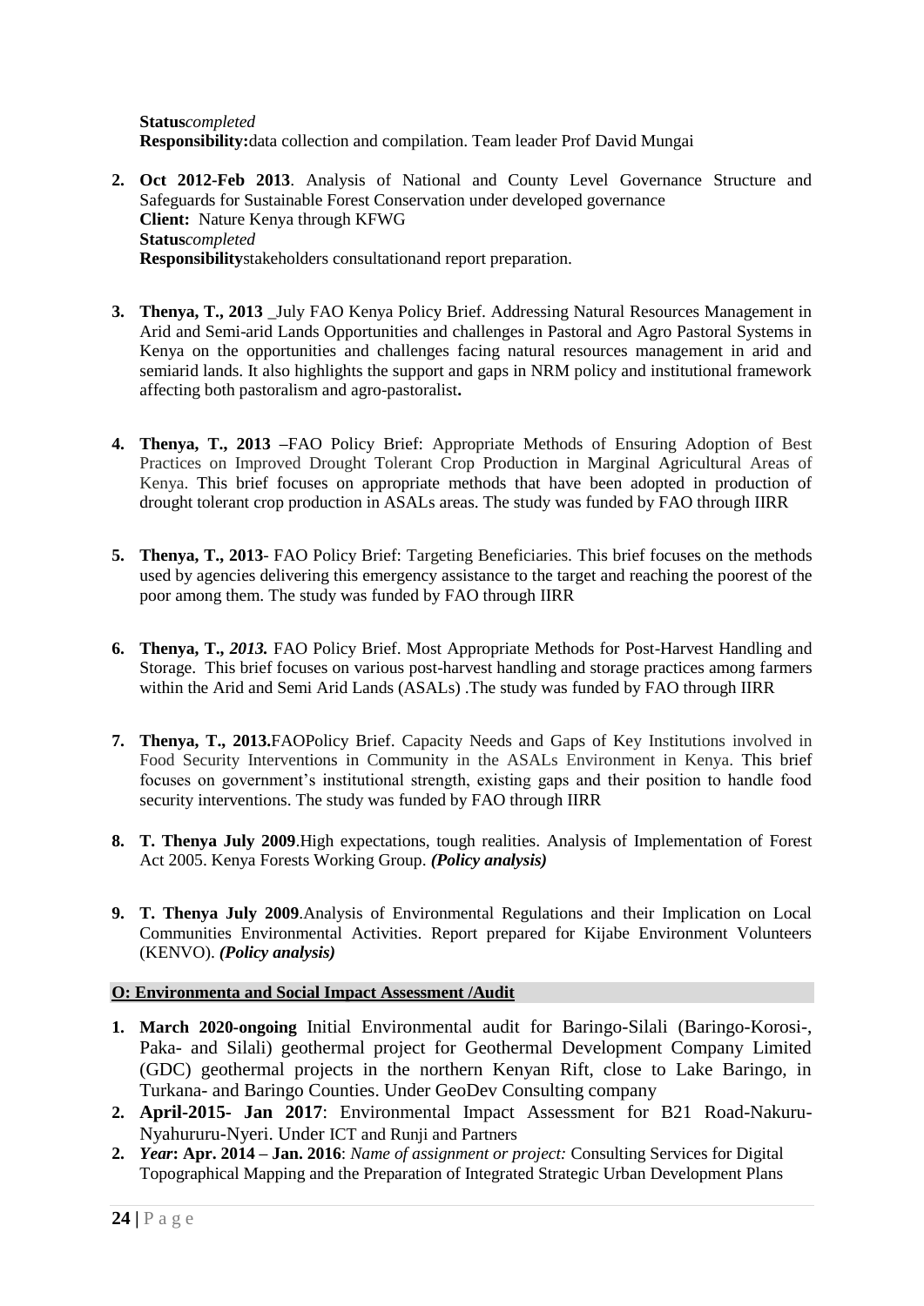**Status***completed*
**Responsibility:**data collection and compilation. Team leader Prof David Mungai

2. **Oct 2012-Feb 2013**. Analysis of National and County Level Governance Structure and Safeguards for Sustainable Forest Conservation under developed governance
   **Client:** Nature Kenya through KFWG
   **Status***completed*
   **Responsibility**stakeholders consultationand report preparation.

3. **Thenya, T., 2013** _July FAO Kenya Policy Brief. Addressing Natural Resources Management in Arid and Semi-arid Lands Opportunities and challenges in Pastoral and Agro Pastoral Systems in Kenya on the opportunities and challenges facing natural resources management in arid and semiarid lands. It also highlights the support and gaps in NRM policy and institutional framework affecting both pastoralism and agro-pastoralist**.**

4. **Thenya, T., 2013 –**FAO Policy Brief: Appropriate Methods of Ensuring Adoption of Best Practices on Improved Drought Tolerant Crop Production in Marginal Agricultural Areas of Kenya. This brief focuses on appropriate methods that have been adopted in production of drought tolerant crop production in ASALs areas. The study was funded by FAO through IIRR

5. **Thenya, T., 2013**- FAO Policy Brief: Targeting Beneficiaries. This brief focuses on the methods used by agencies delivering this emergency assistance to the target and reaching the poorest of the poor among them. The study was funded by FAO through IIRR

6. **Thenya, T.,** ***2013.*** FAO Policy Brief. Most Appropriate Methods for Post-Harvest Handling and Storage. This brief focuses on various post-harvest handling and storage practices among farmers within the Arid and Semi Arid Lands (ASALs) .The study was funded by FAO through IIRR

7. **Thenya, T., 2013.**FAOPolicy Brief. Capacity Needs and Gaps of Key Institutions involved in Food Security Interventions in Community in the ASALs Environment in Kenya. This brief focuses on government's institutional strength, existing gaps and their position to handle food security interventions. The study was funded by FAO through IIRR

8. **T. Thenya July 2009**.High expectations, tough realities. Analysis of Implementation of Forest Act 2005. Kenya Forests Working Group. ***(Policy analysis)***

9. **T. Thenya July 2009**.Analysis of Environmental Regulations and their Implication on Local Communities Environmental Activities. Report prepared for Kijabe Environment Volunteers (KENVO). ***(Policy analysis)***

**O: Environmenta and Social Impact Assessment /Audit**

1. **March 2020-ongoing** Initial Environmental audit for Baringo-Silali (Baringo-Korosi-, Paka- and Silali) geothermal project for Geothermal Development Company Limited (GDC) geothermal projects in the northern Kenyan Rift, close to Lake Baringo, in Turkana- and Baringo Counties. Under GeoDev Consulting company
2. **April-2015- Jan 2017**: Environmental Impact Assessment for B21 Road-Nakuru-Nyahururu-Nyeri. Under ICT and Runji and Partners
2. ***Year*: Apr. 2014 – Jan. 2016**: *Name of assignment or project:* Consulting Services for Digital Topographical Mapping and the Preparation of Integrated Strategic Urban Development Plans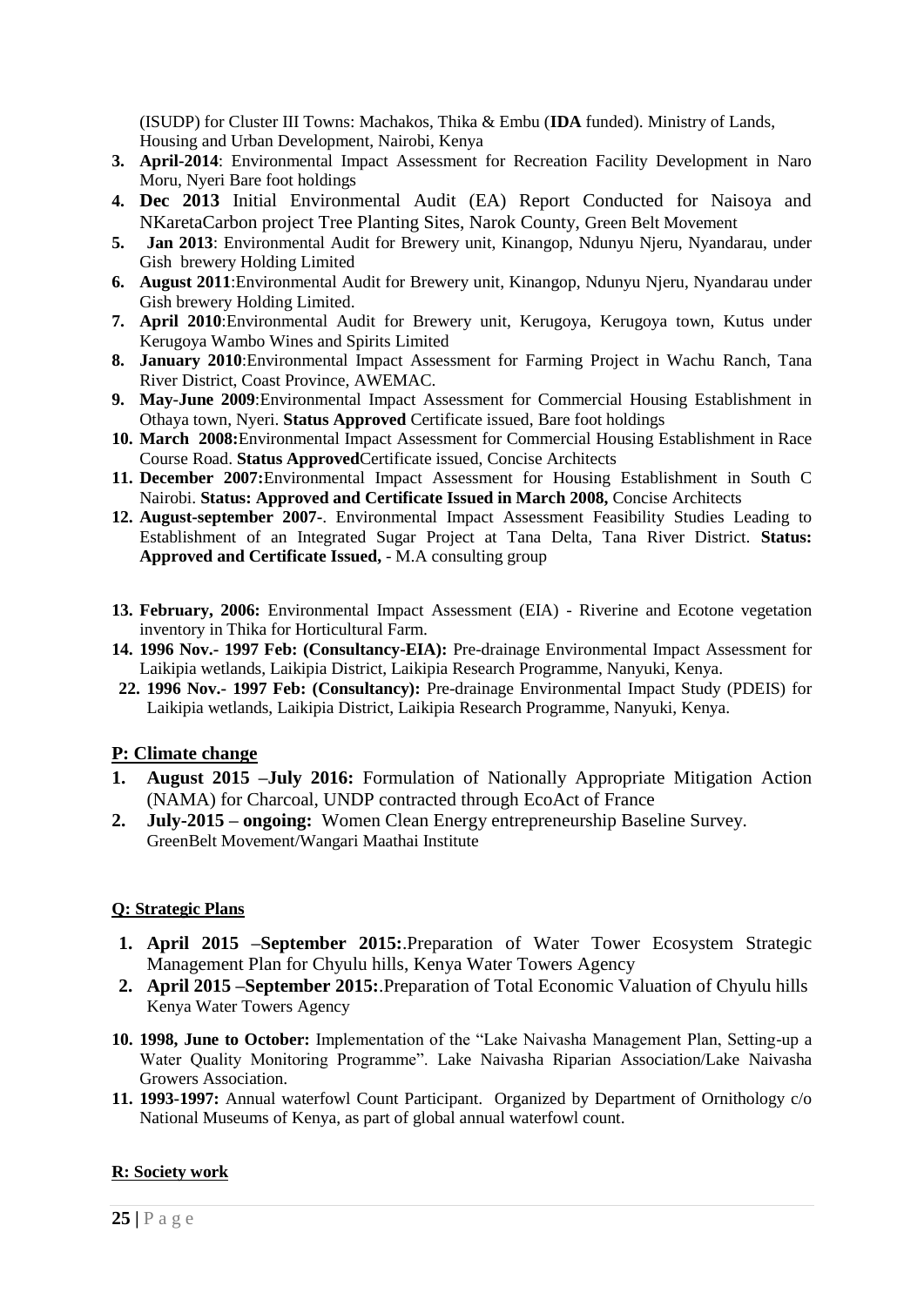(ISUDP) for Cluster III Towns: Machakos, Thika & Embu (**IDA** funded). Ministry of Lands, Housing and Urban Development, Nairobi, Kenya

3. **April-2014**: Environmental Impact Assessment for Recreation Facility Development in Naro Moru, Nyeri Bare foot holdings
4. **Dec 2013** Initial Environmental Audit (EA) Report Conducted for Naisoya and NKaretaCarbon project Tree Planting Sites, Narok County, Green Belt Movement
5. **Jan 2013**: Environmental Audit for Brewery unit, Kinangop, Ndunyu Njeru, Nyandarau, under Gish brewery Holding Limited
6. **August 2011**:Environmental Audit for Brewery unit, Kinangop, Ndunyu Njeru, Nyandarau under Gish brewery Holding Limited.
7. **April 2010**:Environmental Audit for Brewery unit, Kerugoya, Kerugoya town, Kutus under Kerugoya Wambo Wines and Spirits Limited
8. **January 2010**:Environmental Impact Assessment for Farming Project in Wachu Ranch, Tana River District, Coast Province, AWEMAC.
9. **May-June 2009**:Environmental Impact Assessment for Commercial Housing Establishment in Othaya town, Nyeri. **Status Approved** Certificate issued, Bare foot holdings
10. **March 2008:**Environmental Impact Assessment for Commercial Housing Establishment in Race Course Road. **Status Approved**Certificate issued, Concise Architects
11. **December 2007:**Environmental Impact Assessment for Housing Establishment in South C Nairobi. **Status: Approved and Certificate Issued in March 2008,** Concise Architects
12. **August-september 2007-**. Environmental Impact Assessment Feasibility Studies Leading to Establishment of an Integrated Sugar Project at Tana Delta, Tana River District. **Status: Approved and Certificate Issued,** - M.A consulting group

13. **February, 2006:** Environmental Impact Assessment (EIA) - Riverine and Ecotone vegetation inventory in Thika for Horticultural Farm.
14. **1996 Nov.- 1997 Feb: (Consultancy-EIA):** Pre-drainage Environmental Impact Assessment for Laikipia wetlands, Laikipia District, Laikipia Research Programme, Nanyuki, Kenya.
22. **1996 Nov.- 1997 Feb: (Consultancy):** Pre-drainage Environmental Impact Study (PDEIS) for Laikipia wetlands, Laikipia District, Laikipia Research Programme, Nanyuki, Kenya.

## P: Climate change

1. **August 2015 –July 2016:** Formulation of Nationally Appropriate Mitigation Action (NAMA) for Charcoal, UNDP contracted through EcoAct of France
2. **July-2015 – ongoing:** Women Clean Energy entrepreneurship Baseline Survey. GreenBelt Movement/Wangari Maathai Institute

### Q: Strategic Plans

1. **April 2015 –September 2015:**.Preparation of Water Tower Ecosystem Strategic Management Plan for Chyulu hills, Kenya Water Towers Agency
2. **April 2015 –September 2015:**.Preparation of Total Economic Valuation of Chyulu hills Kenya Water Towers Agency

10. **1998, June to October:** Implementation of the "Lake Naivasha Management Plan, Setting-up a Water Quality Monitoring Programme". Lake Naivasha Riparian Association/Lake Naivasha Growers Association.
11. **1993-1997:** Annual waterfowl Count Participant. Organized by Department of Ornithology c/o National Museums of Kenya, as part of global annual waterfowl count.

### R: Society work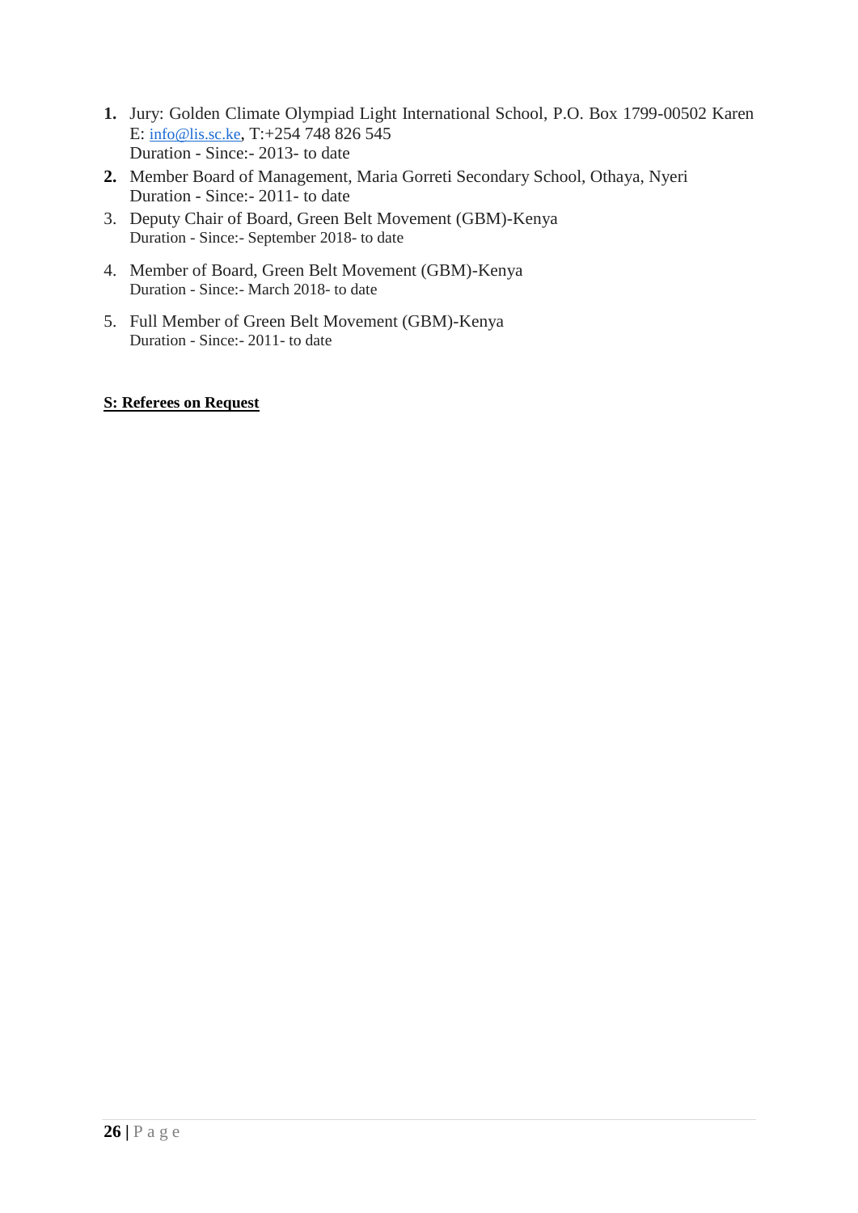1. Jury: Golden Climate Olympiad Light International School, P.O. Box 1799-00502 Karen  
   E: info@lis.sc.ke, T:+254 748 826 545  
   Duration - Since:- 2013- to date
2. Member Board of Management, Maria Gorreti Secondary School, Othaya, Nyeri  
   Duration - Since:- 2011- to date
3. Deputy Chair of Board, Green Belt Movement (GBM)-Kenya  
   Duration - Since:- September 2018- to date
4. Member of Board, Green Belt Movement (GBM)-Kenya  
   Duration - Since:- March 2018- to date
5. Full Member of Green Belt Movement (GBM)-Kenya  
   Duration - Since:- 2011- to date

**S: Referees on Request**